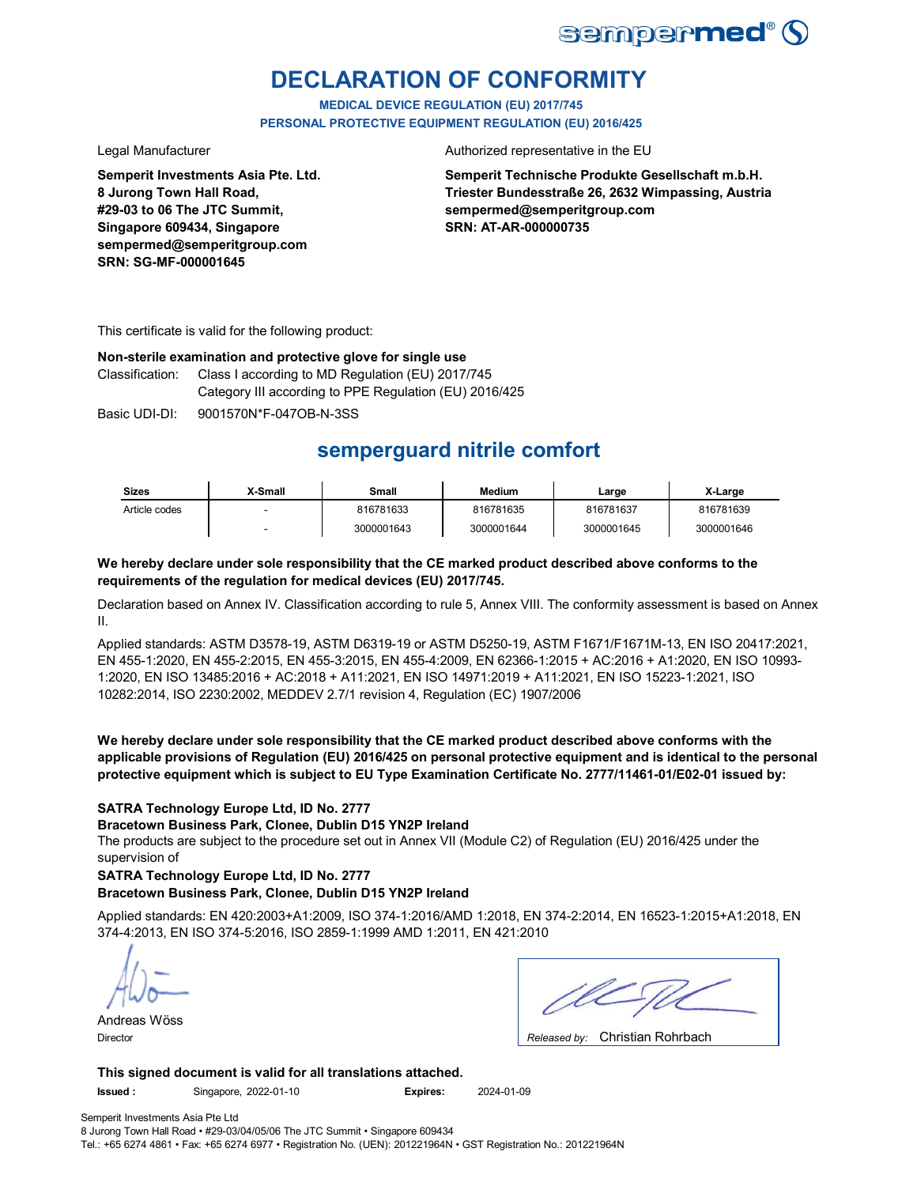sempermed®

# DECLARATION OF CONFORMITY

**MEDICAL DEVICE REGULATION (EU) 2017/745**
**PERSONAL PROTECTIVE EQUIPMENT REGULATION (EU) 2016/425**

Legal Manufacturer

**Semperit Investments Asia Pte. Ltd.**
**8 Jurong Town Hall Road,**
**#29-03 to 06 The JTC Summit,**
**Singapore 609434, Singapore**
**sempermed@semperitgroup.com**
**SRN: SG-MF-000001645**

Authorized representative in the EU

**Semperit Technische Produkte Gesellschaft m.b.H.**
**Triester Bundesstraße 26, 2632 Wimpassing, Austria**
**sempermed@semperitgroup.com**
**SRN: AT-AR-000000735**

This certificate is valid for the following product:

**Non-sterile examination and protective glove for single use**

Classification: Class I according to MD Regulation (EU) 2017/745
Category III according to PPE Regulation (EU) 2016/425

Basic UDI-DI: 9001570N*F-047OB-N-3SS

## semperguard nitrile comfort

| Sizes | X-Small | Small | Medium | Large | X-Large |
|---|---|---|---|---|---|
| Article codes | - | 816781633 | 816781635 | 816781637 | 816781639 |
| | - | 3000001643 | 3000001644 | 3000001645 | 3000001646 |

**We hereby declare under sole responsibility that the CE marked product described above conforms to the requirements of the regulation for medical devices (EU) 2017/745.**

Declaration based on Annex IV. Classification according to rule 5, Annex VIII. The conformity assessment is based on Annex II.

Applied standards: ASTM D3578-19, ASTM D6319-19 or ASTM D5250-19, ASTM F1671/F1671M-13, EN ISO 20417:2021, EN 455-1:2020, EN 455-2:2015, EN 455-3:2015, EN 455-4:2009, EN 62366-1:2015 + AC:2016 + A1:2020, EN ISO 10993-1:2020, EN ISO 13485:2016 + AC:2018 + A11:2021, EN ISO 14971:2019 + A11:2021, EN ISO 15223-1:2021, ISO 10282:2014, ISO 2230:2002, MEDDEV 2.7/1 revision 4, Regulation (EC) 1907/2006

**We hereby declare under sole responsibility that the CE marked product described above conforms with the applicable provisions of Regulation (EU) 2016/425 on personal protective equipment and is identical to the personal protective equipment which is subject to EU Type Examination Certificate No. 2777/11461-01/E02-01 issued by:**

**SATRA Technology Europe Ltd, ID No. 2777**
**Bracetown Business Park, Clonee, Dublin D15 YN2P Ireland**
The products are subject to the procedure set out in Annex VII (Module C2) of Regulation (EU) 2016/425 under the supervision of
**SATRA Technology Europe Ltd, ID No. 2777**
**Bracetown Business Park, Clonee, Dublin D15 YN2P Ireland**

Applied standards: EN 420:2003+A1:2009, ISO 374-1:2016/AMD 1:2018, EN 374-2:2014, EN 16523-1:2015+A1:2018, EN 374-4:2013, EN ISO 374-5:2016, ISO 2859-1:1999 AMD 1:2011, EN 421:2010

Andreas Wöss
Director

*Released by:* Christian Rohrbach

**This signed document is valid for all translations attached.**

**Issued :** Singapore, 2022-01-10 **Expires:** 2024-01-09

Semperit Investments Asia Pte Ltd
8 Jurong Town Hall Road • #29-03/04/05/06 The JTC Summit • Singapore 609434
Tel.: +65 6274 4861 • Fax: +65 6274 6977 • Registration No. (UEN): 201221964N • GST Registration No.: 201221964N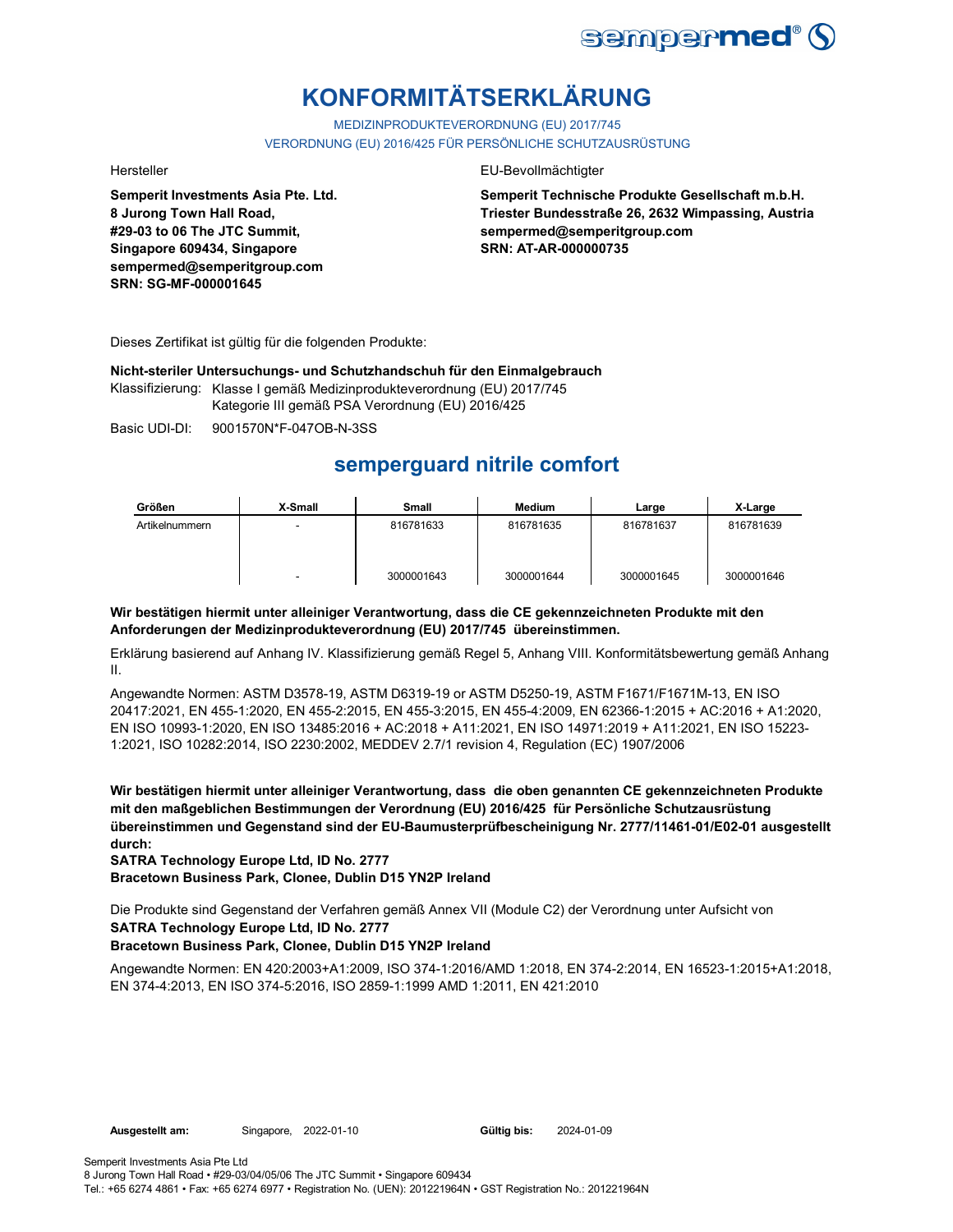# KONFORMITÄTSERKLÄRUNG

MEDIZINPRODUKTEVERORDNUNG (EU) 2017/745

VERORDNUNG (EU) 2016/425 FÜR PERSÖNLICHE SCHUTZAUSRÜSTUNG

Hersteller

**Semperit Investments Asia Pte. Ltd.**
**8 Jurong Town Hall Road,**
**#29-03 to 06 The JTC Summit,**
**Singapore 609434, Singapore**
**sempermed@semperitgroup.com**
**SRN: SG-MF-000001645**

EU-Bevollmächtigter

**Semperit Technische Produkte Gesellschaft m.b.H.**
**Triester Bundesstraße 26, 2632 Wimpassing, Austria**
**sempermed@semperitgroup.com**
**SRN: AT-AR-000000735**

Dieses Zertifikat ist gültig für die folgenden Produkte:

**Nicht-steriler Untersuchungs- und Schutzhandschuh für den Einmalgebrauch**

Klassifizierung: Klasse I gemäß Medizinprodukteverordnung (EU) 2017/745
Kategorie III gemäß PSA Verordnung (EU) 2016/425

Basic UDI-DI: 9001570N*F-047OB-N-3SS

## semperguard nitrile comfort

| Größen | X-Small | Small | Medium | Large | X-Large |
|---|---|---|---|---|---|
| Artikelnummern | - | 816781633 | 816781635 | 816781637 | 816781639 |
| | - | 3000001643 | 3000001644 | 3000001645 | 3000001646 |

**Wir bestätigen hiermit unter alleiniger Verantwortung, dass die CE gekennzeichneten Produkte mit den Anforderungen der Medizinprodukteverordnung (EU) 2017/745 übereinstimmen.**

Erklärung basierend auf Anhang IV. Klassifizierung gemäß Regel 5, Anhang VIII. Konformitätsbewertung gemäß Anhang II.

Angewandte Normen: ASTM D3578-19, ASTM D6319-19 or ASTM D5250-19, ASTM F1671/F1671M-13, EN ISO 20417:2021, EN 455-1:2020, EN 455-2:2015, EN 455-3:2015, EN 455-4:2009, EN 62366-1:2015 + AC:2016 + A1:2020, EN ISO 10993-1:2020, EN ISO 13485:2016 + AC:2018 + A11:2021, EN ISO 14971:2019 + A11:2021, EN ISO 15223-1:2021, ISO 10282:2014, ISO 2230:2002, MEDDEV 2.7/1 revision 4, Regulation (EC) 1907/2006

**Wir bestätigen hiermit unter alleiniger Verantwortung, dass die oben genannten CE gekennzeichneten Produkte mit den maßgeblichen Bestimmungen der Verordnung (EU) 2016/425 für Persönliche Schutzausrüstung übereinstimmen und Gegenstand sind der EU-Baumusterprüfbescheinigung Nr. 2777/11461-01/E02-01 ausgestellt durch:**
**SATRA Technology Europe Ltd, ID No. 2777**
**Bracetown Business Park, Clonee, Dublin D15 YN2P Ireland**

Die Produkte sind Gegenstand der Verfahren gemäß Annex VII (Module C2) der Verordnung unter Aufsicht von
**SATRA Technology Europe Ltd, ID No. 2777**
**Bracetown Business Park, Clonee, Dublin D15 YN2P Ireland**

Angewandte Normen: EN 420:2003+A1:2009, ISO 374-1:2016/AMD 1:2018, EN 374-2:2014, EN 16523-1:2015+A1:2018, EN 374-4:2013, EN ISO 374-5:2016, ISO 2859-1:1999 AMD 1:2011, EN 421:2010

**Ausgestellt am:** Singapore, 2022-01-10 **Gültig bis:** 2024-01-09

Semperit Investments Asia Pte Ltd
8 Jurong Town Hall Road • #29-03/04/05/06 The JTC Summit • Singapore 609434
Tel.: +65 6274 4861 • Fax: +65 6274 6977 • Registration No. (UEN): 201221964N • GST Registration No.: 201221964N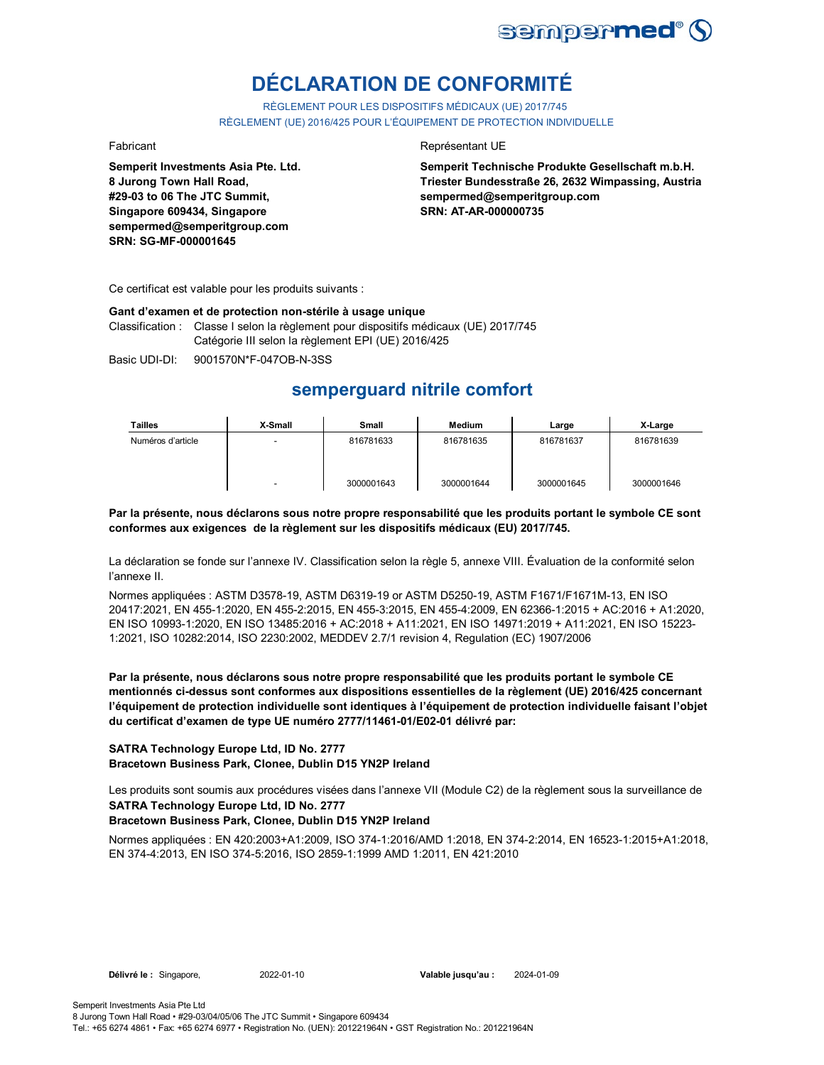# DÉCLARATION DE CONFORMITÉ

RÈGLEMENT POUR LES DISPOSITIFS MÉDICAUX (UE) 2017/745
RÈGLEMENT (UE) 2016/425 POUR L'ÉQUIPEMENT DE PROTECTION INDIVIDUELLE

Fabricant

**Semperit Investments Asia Pte. Ltd.**
**8 Jurong Town Hall Road,**
**#29-03 to 06 The JTC Summit,**
**Singapore 609434, Singapore**
**sempermed@semperitgroup.com**
**SRN: SG-MF-000001645**

Représentant UE

**Semperit Technische Produkte Gesellschaft m.b.H.**
**Triester Bundesstraße 26, 2632 Wimpassing, Austria**
**sempermed@semperitgroup.com**
**SRN: AT-AR-000000735**

Ce certificat est valable pour les produits suivants :

**Gant d'examen et de protection non-stérile à usage unique**

Classification : Classe I selon la règlement pour dispositifs médicaux (UE) 2017/745
Catégorie III selon la règlement EPI (UE) 2016/425

Basic UDI-DI: 9001570N*F-047OB-N-3SS

## semperguard nitrile comfort

| Tailles | X-Small | Small | Medium | Large | X-Large |
|---|---|---|---|---|---|
| Numéros d'article | - | 816781633 | 816781635 | 816781637 | 816781639 |
| | - | 3000001643 | 3000001644 | 3000001645 | 3000001646 |

**Par la présente, nous déclarons sous notre propre responsabilité que les produits portant le symbole CE sont conformes aux exigences de la règlement sur les dispositifs médicaux (EU) 2017/745.**

La déclaration se fonde sur l'annexe IV. Classification selon la règle 5, annexe VIII. Évaluation de la conformité selon l'annexe II.

Normes appliquées : ASTM D3578-19, ASTM D6319-19 or ASTM D5250-19, ASTM F1671/F1671M-13, EN ISO 20417:2021, EN 455-1:2020, EN 455-2:2015, EN 455-3:2015, EN 455-4:2009, EN 62366-1:2015 + AC:2016 + A1:2020, EN ISO 10993-1:2020, EN ISO 13485:2016 + AC:2018 + A11:2021, EN ISO 14971:2019 + A11:2021, EN ISO 15223-1:2021, ISO 10282:2014, ISO 2230:2002, MEDDEV 2.7/1 revision 4, Regulation (EC) 1907/2006

**Par la présente, nous déclarons sous notre propre responsabilité que les produits portant le symbole CE mentionnés ci-dessus sont conformes aux dispositions essentielles de la règlement (UE) 2016/425 concernant l'équipement de protection individuelle sont identiques à l'équipement de protection individuelle faisant l'objet du certificat d'examen de type UE numéro 2777/11461-01/E02-01 délivré par:**

**SATRA Technology Europe Ltd, ID No. 2777**
**Bracetown Business Park, Clonee, Dublin D15 YN2P Ireland**

Les produits sont soumis aux procédures visées dans l'annexe VII (Module C2) de la règlement sous la surveillance de
**SATRA Technology Europe Ltd, ID No. 2777**
**Bracetown Business Park, Clonee, Dublin D15 YN2P Ireland**

Normes appliquées : EN 420:2003+A1:2009, ISO 374-1:2016/AMD 1:2018, EN 374-2:2014, EN 16523-1:2015+A1:2018, EN 374-4:2013, EN ISO 374-5:2016, ISO 2859-1:1999 AMD 1:2011, EN 421:2010

**Délivré le :** Singapore, 2022-01-10 **Valable jusqu'au :** 2024-01-09

Semperit Investments Asia Pte Ltd
8 Jurong Town Hall Road • #29-03/04/05/06 The JTC Summit • Singapore 609434
Tel.: +65 6274 4861 • Fax: +65 6274 6977 • Registration No. (UEN): 201221964N • GST Registration No.: 201221964N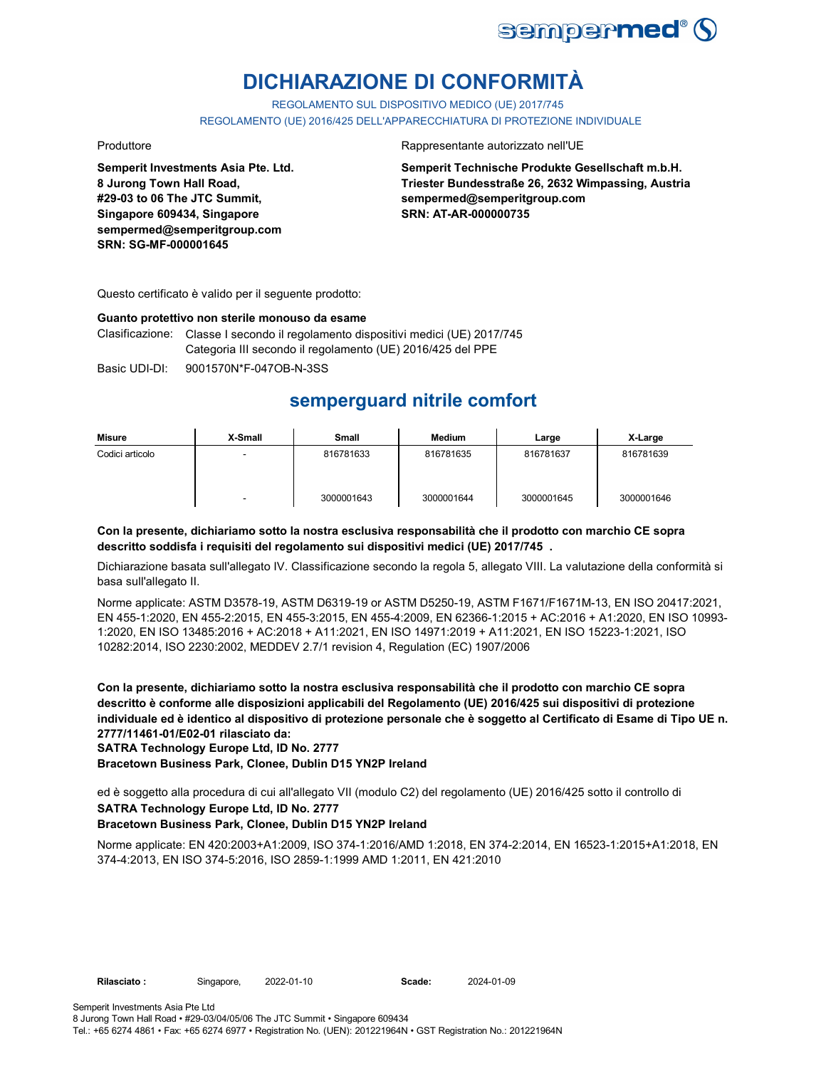sempermed®

# DICHIARAZIONE DI CONFORMITÀ

REGOLAMENTO SUL DISPOSITIVO MEDICO (UE) 2017/745
REGOLAMENTO (UE) 2016/425 DELL'APPARECCHIATURA DI PROTEZIONE INDIVIDUALE

Produttore

**Semperit Investments Asia Pte. Ltd.**
**8 Jurong Town Hall Road,**
**#29-03 to 06 The JTC Summit,**
**Singapore 609434, Singapore**
**sempermed@semperitgroup.com**
**SRN: SG-MF-000001645**

Rappresentante autorizzato nell'UE

**Semperit Technische Produkte Gesellschaft m.b.H.**
**Triester Bundesstraße 26, 2632 Wimpassing, Austria**
**sempermed@semperitgroup.com**
**SRN: AT-AR-000000735**

Questo certificato è valido per il seguente prodotto:

**Guanto protettivo non sterile monouso da esame**

Clasificazione: Classe I secondo il regolamento dispositivi medici (UE) 2017/745
Categoria III secondo il regolamento (UE) 2016/425 del PPE

Basic UDI-DI: 9001570N*F-047OB-N-3SS

## semperguard nitrile comfort

| Misure | X-Small | Small | Medium | Large | X-Large |
|---|---|---|---|---|---|
| Codici articolo | - | 816781633 | 816781635 | 816781637 | 816781639 |
| | - | 3000001643 | 3000001644 | 3000001645 | 3000001646 |

**Con la presente, dichiariamo sotto la nostra esclusiva responsabilità che il prodotto con marchio CE sopra descritto soddisfa i requisiti del regolamento sui dispositivi medici (UE) 2017/745 .**

Dichiarazione basata sull'allegato IV. Classificazione secondo la regola 5, allegato VIII. La valutazione della conformità si basa sull'allegato II.

Norme applicate: ASTM D3578-19, ASTM D6319-19 or ASTM D5250-19, ASTM F1671/F1671M-13, EN ISO 20417:2021, EN 455-1:2020, EN 455-2:2015, EN 455-3:2015, EN 455-4:2009, EN 62366-1:2015 + AC:2016 + A1:2020, EN ISO 10993-1:2020, EN ISO 13485:2016 + AC:2018 + A11:2021, EN ISO 14971:2019 + A11:2021, EN ISO 15223-1:2021, ISO 10282:2014, ISO 2230:2002, MEDDEV 2.7/1 revision 4, Regulation (EC) 1907/2006

**Con la presente, dichiariamo sotto la nostra esclusiva responsabilità che il prodotto con marchio CE sopra descritto è conforme alle disposizioni applicabili del Regolamento (UE) 2016/425 sui dispositivi di protezione individuale ed è identico al dispositivo di protezione personale che è soggetto al Certificato di Esame di Tipo UE n. 2777/11461-01/E02-01 rilasciato da:**
**SATRA Technology Europe Ltd, ID No. 2777**
**Bracetown Business Park, Clonee, Dublin D15 YN2P Ireland**

ed è soggetto alla procedura di cui all'allegato VII (modulo C2) del regolamento (UE) 2016/425 sotto il controllo di
**SATRA Technology Europe Ltd, ID No. 2777**
**Bracetown Business Park, Clonee, Dublin D15 YN2P Ireland**

Norme applicate: EN 420:2003+A1:2009, ISO 374-1:2016/AMD 1:2018, EN 374-2:2014, EN 16523-1:2015+A1:2018, EN 374-4:2013, EN ISO 374-5:2016, ISO 2859-1:1999 AMD 1:2011, EN 421:2010

**Rilasciato :** Singapore, 2022-01-10 **Scade:** 2024-01-09

Semperit Investments Asia Pte Ltd
8 Jurong Town Hall Road • #29-03/04/05/06 The JTC Summit • Singapore 609434
Tel.: +65 6274 4861 • Fax: +65 6274 6977 • Registration No. (UEN): 201221964N • GST Registration No.: 201221964N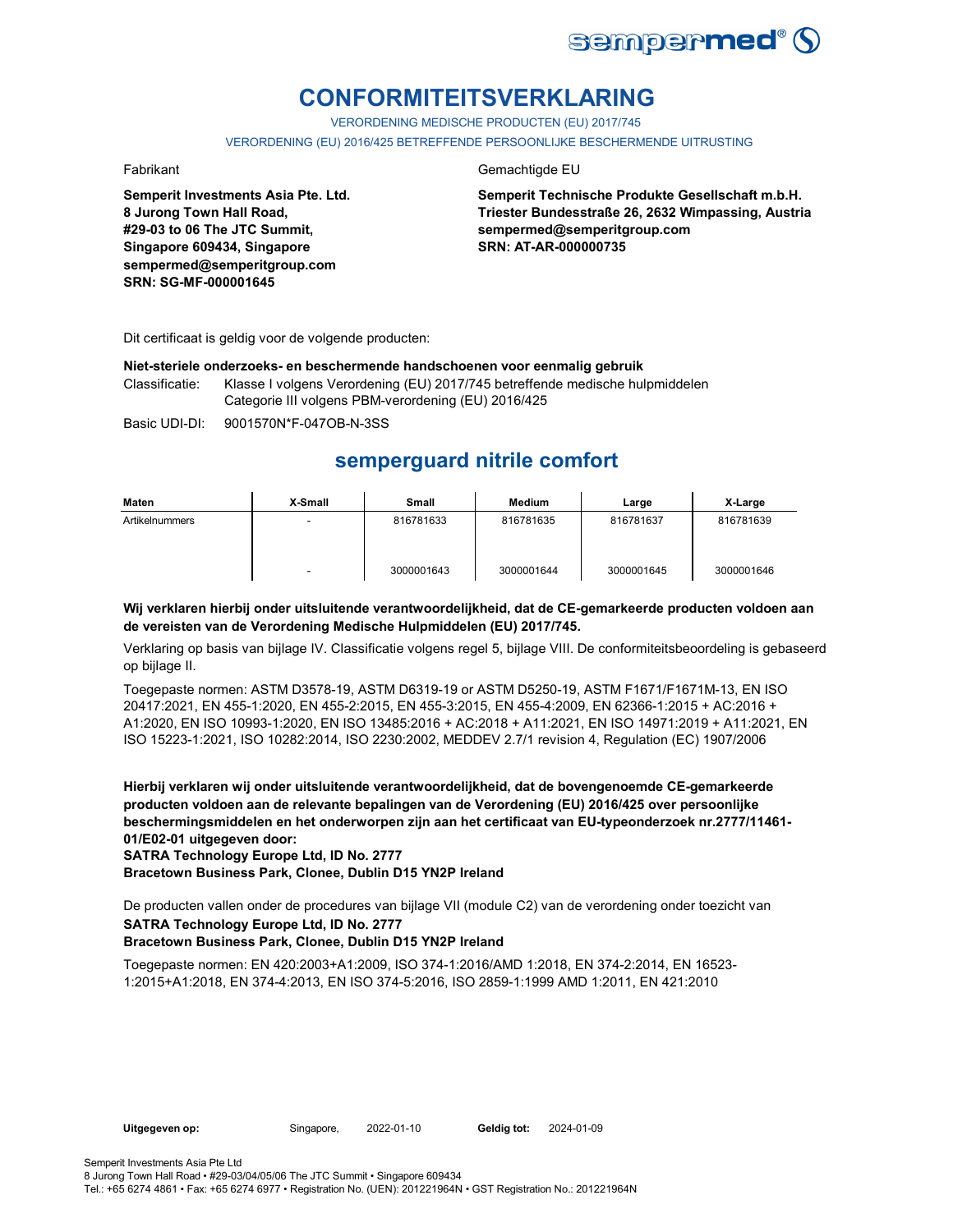# CONFORMITEITSVERKLARING

VERORDENING MEDISCHE PRODUCTEN (EU) 2017/745

VERORDENING (EU) 2016/425 BETREFFENDE PERSOONLIJKE BESCHERMENDE UITRUSTING

Fabrikant

**Semperit Investments Asia Pte. Ltd.**
**8 Jurong Town Hall Road,**
**#29-03 to 06 The JTC Summit,**
**Singapore 609434, Singapore**
**sempermed@semperitgroup.com**
**SRN: SG-MF-000001645**

Gemachtigde EU

**Semperit Technische Produkte Gesellschaft m.b.H.**
**Triester Bundesstraße 26, 2632 Wimpassing, Austria**
**sempermed@semperitgroup.com**
**SRN: AT-AR-000000735**

Dit certificaat is geldig voor de volgende producten:

**Niet-steriele onderzoeks- en beschermende handschoenen voor eenmalig gebruik**

Classificatie: Klasse I volgens Verordening (EU) 2017/745 betreffende medische hulpmiddelen
Categorie III volgens PBM-verordening (EU) 2016/425

Basic UDI-DI: 9001570N*F-047OB-N-3SS

## semperguard nitrile comfort

| Maten | X-Small | Small | Medium | Large | X-Large |
|---|---|---|---|---|---|
| Artikelnummers | - | 816781633 | 816781635 | 816781637 | 816781639 |
| | - | 3000001643 | 3000001644 | 3000001645 | 3000001646 |

**Wij verklaren hierbij onder uitsluitende verantwoordelijkheid, dat de CE-gemarkeerde producten voldoen aan de vereisten van de Verordening Medische Hulpmiddelen (EU) 2017/745.**

Verklaring op basis van bijlage IV. Classificatie volgens regel 5, bijlage VIII. De conformiteitsbeoordeling is gebaseerd op bijlage II.

Toegepaste normen: ASTM D3578-19, ASTM D6319-19 or ASTM D5250-19, ASTM F1671/F1671M-13, EN ISO 20417:2021, EN 455-1:2020, EN 455-2:2015, EN 455-3:2015, EN 455-4:2009, EN 62366-1:2015 + AC:2016 + A1:2020, EN ISO 10993-1:2020, EN ISO 13485:2016 + AC:2018 + A11:2021, EN ISO 14971:2019 + A11:2021, EN ISO 15223-1:2021, ISO 10282:2014, ISO 2230:2002, MEDDEV 2.7/1 revision 4, Regulation (EC) 1907/2006

**Hierbij verklaren wij onder uitsluitende verantwoordelijkheid, dat de bovengenoemde CE-gemarkeerde producten voldoen aan de relevante bepalingen van de Verordening (EU) 2016/425 over persoonlijke beschermingsmiddelen en het onderworpen zijn aan het certificaat van EU-typeonderzoek nr.2777/11461-01/E02-01 uitgegeven door:**
**SATRA Technology Europe Ltd, ID No. 2777**
**Bracetown Business Park, Clonee, Dublin D15 YN2P Ireland**

De producten vallen onder de procedures van bijlage VII (module C2) van de verordening onder toezicht van
**SATRA Technology Europe Ltd, ID No. 2777**
**Bracetown Business Park, Clonee, Dublin D15 YN2P Ireland**

Toegepaste normen: EN 420:2003+A1:2009, ISO 374-1:2016/AMD 1:2018, EN 374-2:2014, EN 16523-1:2015+A1:2018, EN 374-4:2013, EN ISO 374-5:2016, ISO 2859-1:1999 AMD 1:2011, EN 421:2010

**Uitgegeven op:** Singapore, 2022-01-10 **Geldig tot:** 2024-01-09

Semperit Investments Asia Pte Ltd
8 Jurong Town Hall Road • #29-03/04/05/06 The JTC Summit • Singapore 609434
Tel.: +65 6274 4861 • Fax: +65 6274 6977 • Registration No. (UEN): 201221964N • GST Registration No.: 201221964N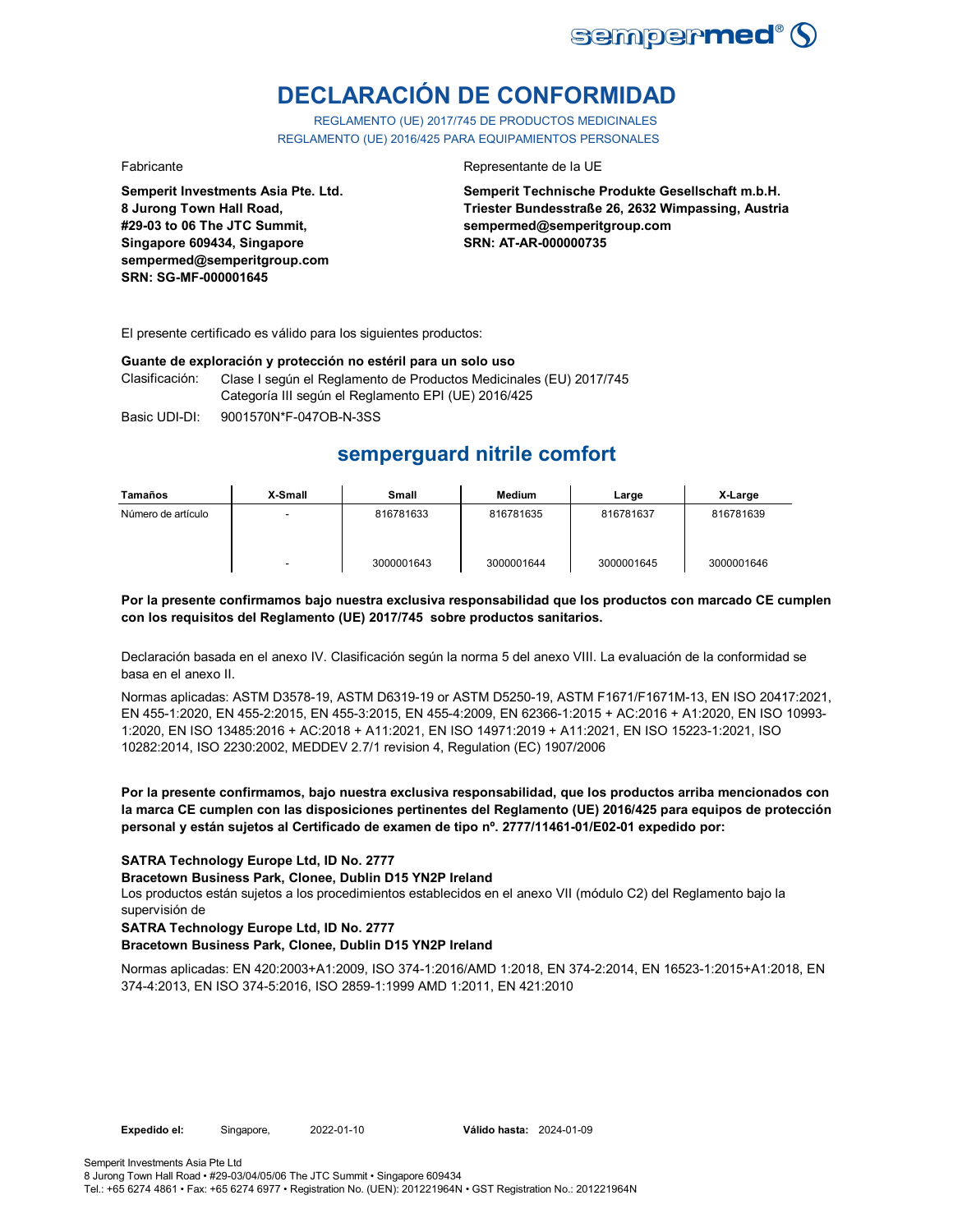# DECLARACIÓN DE CONFORMIDAD

REGLAMENTO (UE) 2017/745 DE PRODUCTOS MEDICINALES
REGLAMENTO (UE) 2016/425 PARA EQUIPAMIENTOS PERSONALES

Fabricante

**Semperit Investments Asia Pte. Ltd.**
**8 Jurong Town Hall Road,**
**#29-03 to 06 The JTC Summit,**
**Singapore 609434, Singapore**
**sempermed@semperitgroup.com**
**SRN: SG-MF-000001645**

Representante de la UE

**Semperit Technische Produkte Gesellschaft m.b.H.**
**Triester Bundesstraße 26, 2632 Wimpassing, Austria**
**sempermed@semperitgroup.com**
**SRN: AT-AR-000000735**

El presente certificado es válido para los siguientes productos:

**Guante de exploración y protección no estéril para un solo uso**

Clasificación: Clase I según el Reglamento de Productos Medicinales (EU) 2017/745
Categoría III según el Reglamento EPI (UE) 2016/425

Basic UDI-DI: 9001570N*F-047OB-N-3SS

## semperguard nitrile comfort

| Tamaños | X-Small | Small | Medium | Large | X-Large |
|---|---|---|---|---|---|
| Número de artículo | - | 816781633 | 816781635 | 816781637 | 816781639 |
| | - | 3000001643 | 3000001644 | 3000001645 | 3000001646 |

**Por la presente confirmamos bajo nuestra exclusiva responsabilidad que los productos con marcado CE cumplen con los requisitos del Reglamento (UE) 2017/745 sobre productos sanitarios.**

Declaración basada en el anexo IV. Clasificación según la norma 5 del anexo VIII. La evaluación de la conformidad se basa en el anexo II.

Normas aplicadas: ASTM D3578-19, ASTM D6319-19 or ASTM D5250-19, ASTM F1671/F1671M-13, EN ISO 20417:2021, EN 455-1:2020, EN 455-2:2015, EN 455-3:2015, EN 455-4:2009, EN 62366-1:2015 + AC:2016 + A1:2020, EN ISO 10993-1:2020, EN ISO 13485:2016 + AC:2018 + A11:2021, EN ISO 14971:2019 + A11:2021, EN ISO 15223-1:2021, ISO 10282:2014, ISO 2230:2002, MEDDEV 2.7/1 revision 4, Regulation (EC) 1907/2006

**Por la presente confirmamos, bajo nuestra exclusiva responsabilidad, que los productos arriba mencionados con la marca CE cumplen con las disposiciones pertinentes del Reglamento (UE) 2016/425 para equipos de protección personal y están sujetos al Certificado de examen de tipo nº. 2777/11461-01/E02-01 expedido por:**

**SATRA Technology Europe Ltd, ID No. 2777**
**Bracetown Business Park, Clonee, Dublin D15 YN2P Ireland**
Los productos están sujetos a los procedimientos establecidos en el anexo VII (módulo C2) del Reglamento bajo la supervisión de
**SATRA Technology Europe Ltd, ID No. 2777**
**Bracetown Business Park, Clonee, Dublin D15 YN2P Ireland**

Normas aplicadas: EN 420:2003+A1:2009, ISO 374-1:2016/AMD 1:2018, EN 374-2:2014, EN 16523-1:2015+A1:2018, EN 374-4:2013, EN ISO 374-5:2016, ISO 2859-1:1999 AMD 1:2011, EN 421:2010

**Expedido el:** Singapore, 2022-01-10 **Válido hasta:** 2024-01-09

Semperit Investments Asia Pte Ltd
8 Jurong Town Hall Road • #29-03/04/05/06 The JTC Summit • Singapore 609434
Tel.: +65 6274 4861 • Fax: +65 6274 6977 • Registration No. (UEN): 201221964N • GST Registration No.: 201221964N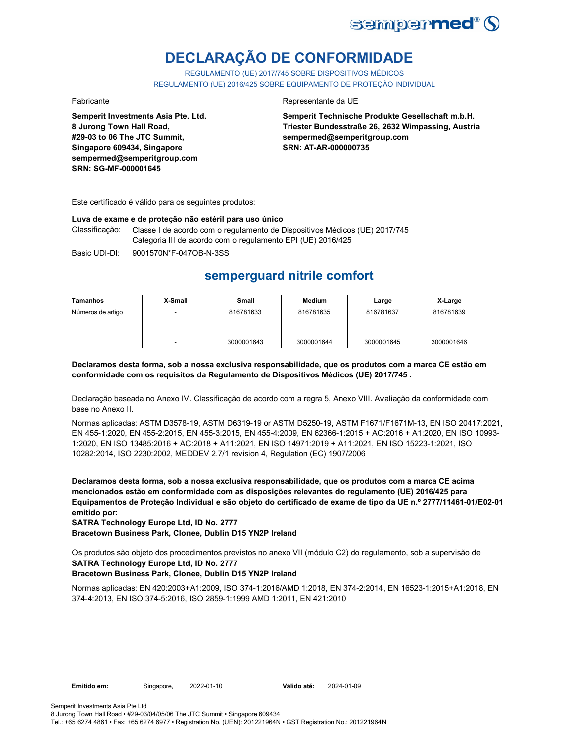# DECLARAÇÃO DE CONFORMIDADE

REGULAMENTO (UE) 2017/745 SOBRE DISPOSITIVOS MÉDICOS
REGULAMENTO (UE) 2016/425 SOBRE EQUIPAMENTO DE PROTEÇÃO INDIVIDUAL

Fabricante

**Semperit Investments Asia Pte. Ltd.**
**8 Jurong Town Hall Road,**
**#29-03 to 06 The JTC Summit,**
**Singapore 609434, Singapore**
**sempermed@semperitgroup.com**
**SRN: SG-MF-000001645**

Representante da UE

**Semperit Technische Produkte Gesellschaft m.b.H.**
**Triester Bundesstraße 26, 2632 Wimpassing, Austria**
**sempermed@semperitgroup.com**
**SRN: AT-AR-000000735**

Este certificado é válido para os seguintes produtos:

**Luva de exame e de proteção não estéril para uso único**

Classificação: Classe I de acordo com o regulamento de Dispositivos Médicos (UE) 2017/745
Categoria III de acordo com o regulamento EPI (UE) 2016/425

Basic UDI-DI: 9001570N*F-047OB-N-3SS

## semperguard nitrile comfort

| Tamanhos | X-Small | Small | Medium | Large | X-Large |
|---|---|---|---|---|---|
| Números de artigo | - | 816781633 | 816781635 | 816781637 | 816781639 |
| | - | 3000001643 | 3000001644 | 3000001645 | 3000001646 |

**Declaramos desta forma, sob a nossa exclusiva responsabilidade, que os produtos com a marca CE estão em conformidade com os requisitos da Regulamento de Dispositivos Médicos (UE) 2017/745 .**

Declaração baseada no Anexo IV. Classificação de acordo com a regra 5, Anexo VIII. Avaliação da conformidade com base no Anexo II.

Normas aplicadas: ASTM D3578-19, ASTM D6319-19 or ASTM D5250-19, ASTM F1671/F1671M-13, EN ISO 20417:2021, EN 455-1:2020, EN 455-2:2015, EN 455-3:2015, EN 455-4:2009, EN 62366-1:2015 + AC:2016 + A1:2020, EN ISO 10993-1:2020, EN ISO 13485:2016 + AC:2018 + A11:2021, EN ISO 14971:2019 + A11:2021, EN ISO 15223-1:2021, ISO 10282:2014, ISO 2230:2002, MEDDEV 2.7/1 revision 4, Regulation (EC) 1907/2006

**Declaramos desta forma, sob a nossa exclusiva responsabilidade, que os produtos com a marca CE acima mencionados estão em conformidade com as disposições relevantes do regulamento (UE) 2016/425 para Equipamentos de Proteção Individual e são objeto do certificado de exame de tipo da UE n.º 2777/11461-01/E02-01 emitido por:**
**SATRA Technology Europe Ltd, ID No. 2777**
**Bracetown Business Park, Clonee, Dublin D15 YN2P Ireland**

Os produtos são objeto dos procedimentos previstos no anexo VII (módulo C2) do regulamento, sob a supervisão de
**SATRA Technology Europe Ltd, ID No. 2777**
**Bracetown Business Park, Clonee, Dublin D15 YN2P Ireland**

Normas aplicadas: EN 420:2003+A1:2009, ISO 374-1:2016/AMD 1:2018, EN 374-2:2014, EN 16523-1:2015+A1:2018, EN 374-4:2013, EN ISO 374-5:2016, ISO 2859-1:1999 AMD 1:2011, EN 421:2010

**Emitido em:** Singapore, 2022-01-10 **Válido até:** 2024-01-09

Semperit Investments Asia Pte Ltd
8 Jurong Town Hall Road • #29-03/04/05/06 The JTC Summit • Singapore 609434
Tel.: +65 6274 4861 • Fax: +65 6274 6977 • Registration No. (UEN): 201221964N • GST Registration No.: 201221964N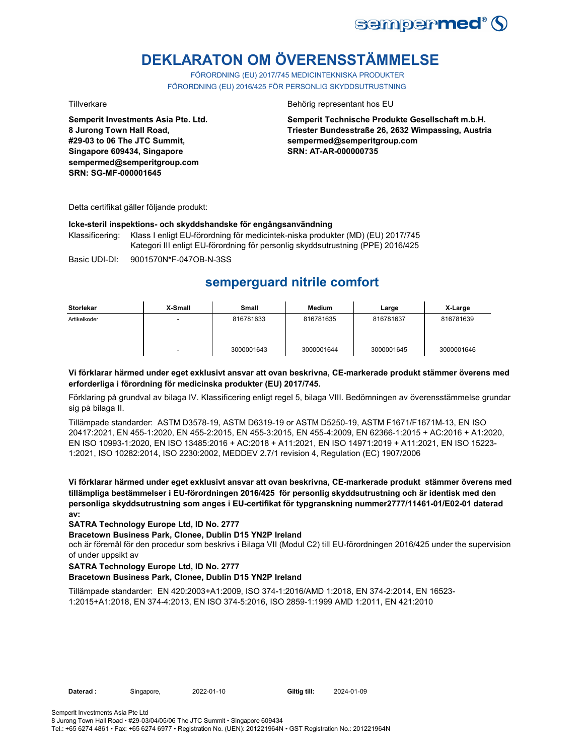# DEKLARATON OM ÖVERENSSTÄMMELSE

FÖRORDNING (EU) 2017/745 MEDICINTEKNISKA PRODUKTER
FÖRORDNING (EU) 2016/425 FÖR PERSONLIG SKYDDSUTRUSTNING

Tillverkare

**Semperit Investments Asia Pte. Ltd.**
**8 Jurong Town Hall Road,**
**#29-03 to 06 The JTC Summit,**
**Singapore 609434, Singapore**
**sempermed@semperitgroup.com**
**SRN: SG-MF-000001645**

Behörig representant hos EU

**Semperit Technische Produkte Gesellschaft m.b.H.**
**Triester Bundesstraße 26, 2632 Wimpassing, Austria**
**sempermed@semperitgroup.com**
**SRN: AT-AR-000000735**

Detta certifikat gäller följande produkt:

**Icke-steril inspektions- och skyddshandske för engångsanvändning**

Klassificering: Klass I enligt EU-förordning för medicintek-niska produkter (MD) (EU) 2017/745
Kategori III enligt EU-förordning för personlig skyddsutrustning (PPE) 2016/425

Basic UDI-DI: 9001570N*F-047OB-N-3SS

## semperguard nitrile comfort

| Storlekar | X-Small | Small | Medium | Large | X-Large |
|---|---|---|---|---|---|
| Artikelkoder | - | 816781633 | 816781635 | 816781637 | 816781639 |
| | - | 3000001643 | 3000001644 | 3000001645 | 3000001646 |

**Vi förklarar härmed under eget exklusivt ansvar att ovan beskrivna, CE-markerade produkt stämmer överens med erforderliga i förordning för medicinska produkter (EU) 2017/745.**

Förklaring på grundval av bilaga IV. Klassificering enligt regel 5, bilaga VIII. Bedömningen av överensstämmelse grundar sig på bilaga II.

Tillämpade standarder: ASTM D3578-19, ASTM D6319-19 or ASTM D5250-19, ASTM F1671/F1671M-13, EN ISO 20417:2021, EN 455-1:2020, EN 455-2:2015, EN 455-3:2015, EN 455-4:2009, EN 62366-1:2015 + AC:2016 + A1:2020, EN ISO 10993-1:2020, EN ISO 13485:2016 + AC:2018 + A11:2021, EN ISO 14971:2019 + A11:2021, EN ISO 15223-1:2021, ISO 10282:2014, ISO 2230:2002, MEDDEV 2.7/1 revision 4, Regulation (EC) 1907/2006

**Vi förklarar härmed under eget exklusivt ansvar att ovan beskrivna, CE-markerade produkt stämmer överens med tillämpliga bestämmelser i EU-förordningen 2016/425 för personlig skyddsutrustning och är identisk med den personliga skyddsutrustning som anges i EU-certifikat för typgranskning nummer2777/11461-01/E02-01 daterad av:**

**SATRA Technology Europe Ltd, ID No. 2777**
**Bracetown Business Park, Clonee, Dublin D15 YN2P Ireland**
och är föremål för den procedur som beskrivs i Bilaga VII (Modul C2) till EU-förordningen 2016/425 under the supervision of under uppsikt av

**SATRA Technology Europe Ltd, ID No. 2777**
**Bracetown Business Park, Clonee, Dublin D15 YN2P Ireland**

Tillämpade standarder: EN 420:2003+A1:2009, ISO 374-1:2016/AMD 1:2018, EN 374-2:2014, EN 16523-1:2015+A1:2018, EN 374-4:2013, EN ISO 374-5:2016, ISO 2859-1:1999 AMD 1:2011, EN 421:2010

**Daterad :** Singapore, 2022-01-10 **Giltig till:** 2024-01-09

Semperit Investments Asia Pte Ltd
8 Jurong Town Hall Road • #29-03/04/05/06 The JTC Summit • Singapore 609434
Tel.: +65 6274 4861 • Fax: +65 6274 6977 • Registration No. (UEN): 201221964N • GST Registration No.: 201221964N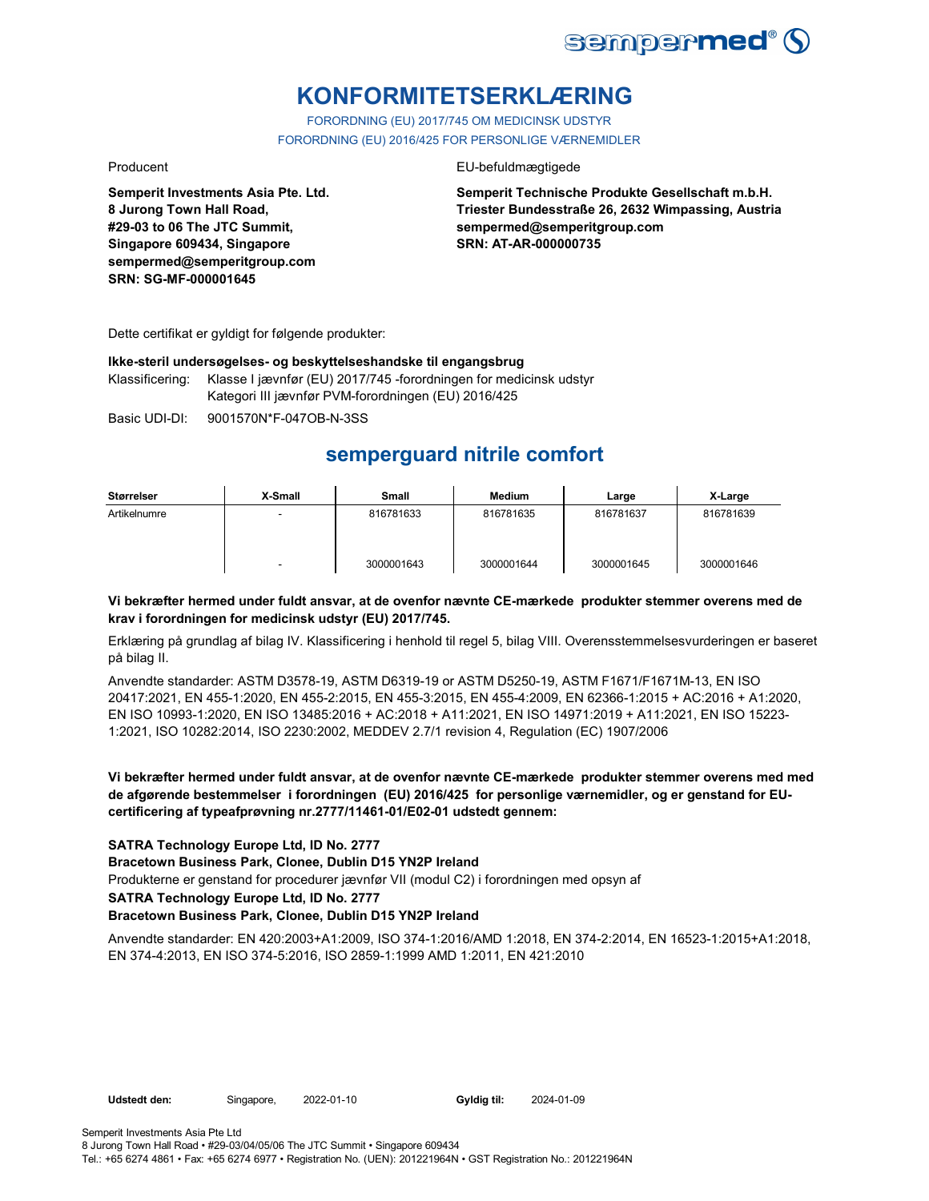sempermed®

# KONFORMITETSERKLÆRING

FORORDNING (EU) 2017/745 OM MEDICINSK UDSTYR
FORORDNING (EU) 2016/425 FOR PERSONLIGE VÆRNEMIDLER

Producent

**Semperit Investments Asia Pte. Ltd.**
**8 Jurong Town Hall Road,**
**#29-03 to 06 The JTC Summit,**
**Singapore 609434, Singapore**
**sempermed@semperitgroup.com**
**SRN: SG-MF-000001645**

EU-befuldmægtigede

**Semperit Technische Produkte Gesellschaft m.b.H.**
**Triester Bundesstraße 26, 2632 Wimpassing, Austria**
**sempermed@semperitgroup.com**
**SRN: AT-AR-000000735**

Dette certifikat er gyldigt for følgende produkter:

**Ikke-steril undersøgelses- og beskyttelseshandske til engangsbrug**

Klassificering: Klasse I jævnfør (EU) 2017/745 -forordningen for medicinsk udstyr
Kategori III jævnfør PVM-forordningen (EU) 2016/425

Basic UDI-DI: 9001570N*F-047OB-N-3SS

## semperguard nitrile comfort

| Størrelser | X-Small | Small | Medium | Large | X-Large |
|---|---|---|---|---|---|
| Artikelnumre | - | 816781633 | 816781635 | 816781637 | 816781639 |
| | - | 3000001643 | 3000001644 | 3000001645 | 3000001646 |

**Vi bekræfter hermed under fuldt ansvar, at de ovenfor nævnte CE-mærkede produkter stemmer overens med de krav i forordningen for medicinsk udstyr (EU) 2017/745.**

Erklæring på grundlag af bilag IV. Klassificering i henhold til regel 5, bilag VIII. Overensstemmelsesvurderingen er baseret på bilag II.

Anvendte standarder: ASTM D3578-19, ASTM D6319-19 or ASTM D5250-19, ASTM F1671/F1671M-13, EN ISO 20417:2021, EN 455-1:2020, EN 455-2:2015, EN 455-3:2015, EN 455-4:2009, EN 62366-1:2015 + AC:2016 + A1:2020, EN ISO 10993-1:2020, EN ISO 13485:2016 + AC:2018 + A11:2021, EN ISO 14971:2019 + A11:2021, EN ISO 15223-1:2021, ISO 10282:2014, ISO 2230:2002, MEDDEV 2.7/1 revision 4, Regulation (EC) 1907/2006

**Vi bekræfter hermed under fuldt ansvar, at de ovenfor nævnte CE-mærkede produkter stemmer overens med med de afgørende bestemmelser i forordningen (EU) 2016/425 for personlige værnemidler, og er genstand for EU-certificering af typeafprøvning nr.2777/11461-01/E02-01 udstedt gennem:**

**SATRA Technology Europe Ltd, ID No. 2777**
**Bracetown Business Park, Clonee, Dublin D15 YN2P Ireland**
Produkterne er genstand for procedurer jævnfør VII (modul C2) i forordningen med opsyn af
**SATRA Technology Europe Ltd, ID No. 2777**
**Bracetown Business Park, Clonee, Dublin D15 YN2P Ireland**

Anvendte standarder: EN 420:2003+A1:2009, ISO 374-1:2016/AMD 1:2018, EN 374-2:2014, EN 16523-1:2015+A1:2018, EN 374-4:2013, EN ISO 374-5:2016, ISO 2859-1:1999 AMD 1:2011, EN 421:2010

**Udstedt den:** Singapore, 2022-01-10 **Gyldig til:** 2024-01-09

Semperit Investments Asia Pte Ltd
8 Jurong Town Hall Road • #29-03/04/05/06 The JTC Summit • Singapore 609434
Tel.: +65 6274 4861 • Fax: +65 6274 6977 • Registration No. (UEN): 201221964N • GST Registration No.: 201221964N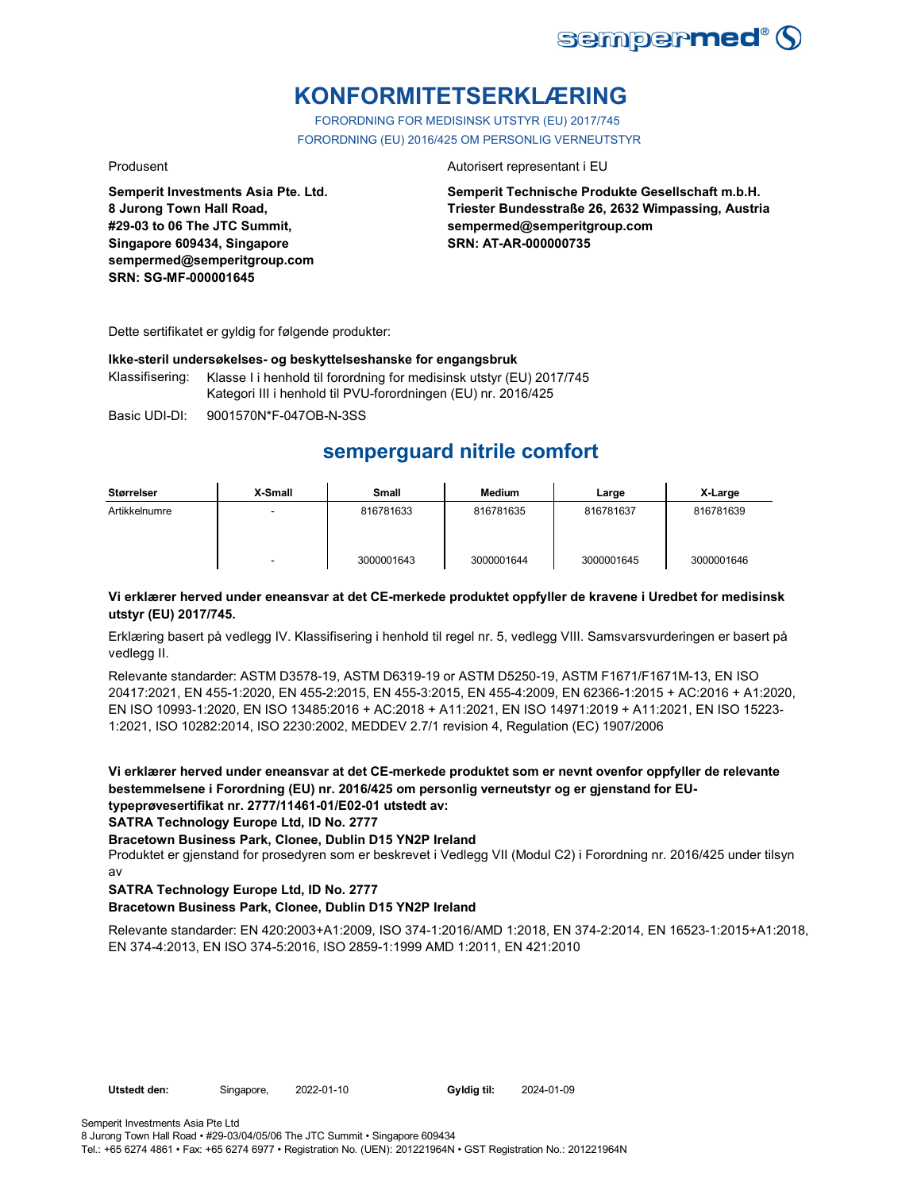# KONFORMITETSERKLÆRING

FORORDNING FOR MEDISINSK UTSTYR (EU) 2017/745

FORORDNING (EU) 2016/425 OM PERSONLIG VERNEUTSTYR

Produsent

**Semperit Investments Asia Pte. Ltd.**
**8 Jurong Town Hall Road,**
**#29-03 to 06 The JTC Summit,**
**Singapore 609434, Singapore**
**sempermed@semperitgroup.com**
**SRN: SG-MF-000001645**

Autorisert representant i EU

**Semperit Technische Produkte Gesellschaft m.b.H.**
**Triester Bundesstraße 26, 2632 Wimpassing, Austria**
**sempermed@semperitgroup.com**
**SRN: AT-AR-000000735**

Dette sertifikatet er gyldig for følgende produkter:

**Ikke-steril undersøkelses- og beskyttelseshanske for engangsbruk**

Klassifisering: Klasse I i henhold til forordning for medisinsk utstyr (EU) 2017/745
Kategori III i henhold til PVU-forordningen (EU) nr. 2016/425

Basic UDI-DI: 9001570N*F-047OB-N-3SS

## semperguard nitrile comfort

| Størrelser | X-Small | Small | Medium | Large | X-Large |
|---|---|---|---|---|---|
| Artikkelnumre | - | 816781633 | 816781635 | 816781637 | 816781639 |
| | - | 3000001643 | 3000001644 | 3000001645 | 3000001646 |

**Vi erklærer herved under eneansvar at det CE-merkede produktet oppfyller de kravene i Uredbet for medisinsk utstyr (EU) 2017/745.**

Erklæring basert på vedlegg IV. Klassifisering i henhold til regel nr. 5, vedlegg VIII. Samsvarsvurderingen er basert på vedlegg II.

Relevante standarder: ASTM D3578-19, ASTM D6319-19 or ASTM D5250-19, ASTM F1671/F1671M-13, EN ISO 20417:2021, EN 455-1:2020, EN 455-2:2015, EN 455-3:2015, EN 455-4:2009, EN 62366-1:2015 + AC:2016 + A1:2020, EN ISO 10993-1:2020, EN ISO 13485:2016 + AC:2018 + A11:2021, EN ISO 14971:2019 + A11:2021, EN ISO 15223-1:2021, ISO 10282:2014, ISO 2230:2002, MEDDEV 2.7/1 revision 4, Regulation (EC) 1907/2006

**Vi erklærer herved under eneansvar at det CE-merkede produktet som er nevnt ovenfor oppfyller de relevante bestemmelsene i Forordning (EU) nr. 2016/425 om personlig verneutstyr og er gjenstand for EU-typeprøvesertifikat nr. 2777/11461-01/E02-01 utstedt av:**
**SATRA Technology Europe Ltd, ID No. 2777**
**Bracetown Business Park, Clonee, Dublin D15 YN2P Ireland**

Produktet er gjenstand for prosedyren som er beskrevet i Vedlegg VII (Modul C2) i Forordning nr. 2016/425 under tilsyn av

**SATRA Technology Europe Ltd, ID No. 2777**
**Bracetown Business Park, Clonee, Dublin D15 YN2P Ireland**

Relevante standarder: EN 420:2003+A1:2009, ISO 374-1:2016/AMD 1:2018, EN 374-2:2014, EN 16523-1:2015+A1:2018, EN 374-4:2013, EN ISO 374-5:2016, ISO 2859-1:1999 AMD 1:2011, EN 421:2010

**Utstedt den:** Singapore, 2022-01-10 **Gyldig til:** 2024-01-09

Semperit Investments Asia Pte Ltd
8 Jurong Town Hall Road • #29-03/04/05/06 The JTC Summit • Singapore 609434
Tel.: +65 6274 4861 • Fax: +65 6274 6977 • Registration No. (UEN): 201221964N • GST Registration No.: 201221964N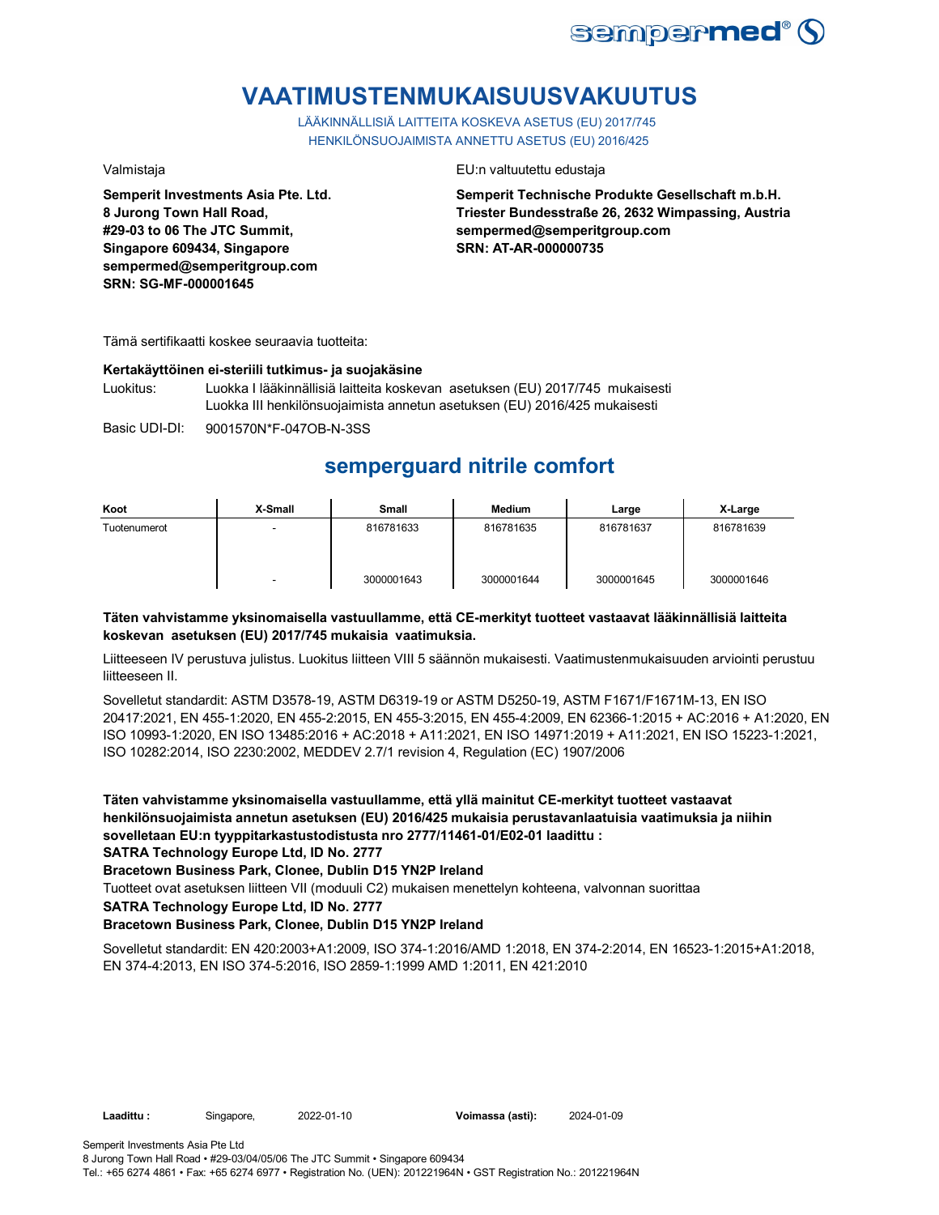# VAATIMUSTENMUKAISUUSVAKUUTUS

LÄÄKINNÄLLISIÄ LAITTEITA KOSKEVA ASETUS (EU) 2017/745
HENKILÖNSUOJAIMISTA ANNETTU ASETUS (EU) 2016/425

Valmistaja

**Semperit Investments Asia Pte. Ltd.**
**8 Jurong Town Hall Road,**
**#29-03 to 06 The JTC Summit,**
**Singapore 609434, Singapore**
**sempermed@semperitgroup.com**
**SRN: SG-MF-000001645**

EU:n valtuutettu edustaja

**Semperit Technische Produkte Gesellschaft m.b.H.**
**Triester Bundesstraße 26, 2632 Wimpassing, Austria**
**sempermed@semperitgroup.com**
**SRN: AT-AR-000000735**

Tämä sertifikaatti koskee seuraavia tuotteita:

**Kertakäyttöinen ei-steriili tutkimus- ja suojakäsine**

Luokitus: Luokka I lääkinnällisiä laitteita koskevan asetuksen (EU) 2017/745 mukaisesti
Luokka III henkilönsuojaimista annetun asetuksen (EU) 2016/425 mukaisesti

Basic UDI-DI: 9001570N*F-047OB-N-3SS

## semperguard nitrile comfort

| Koot | X-Small | Small | Medium | Large | X-Large |
|---|---|---|---|---|---|
| Tuotenumerot | - | 816781633 | 816781635 | 816781637 | 816781639 |
| | - | 3000001643 | 3000001644 | 3000001645 | 3000001646 |

**Täten vahvistamme yksinomaisella vastuullamme, että CE-merkityt tuotteet vastaavat lääkinnällisiä laitteita koskevan asetuksen (EU) 2017/745 mukaisia vaatimuksia.**

Liitteeseen IV perustuva julistus. Luokitus liitteen VIII 5 säännön mukaisesti. Vaatimustenmukaisuuden arviointi perustuu liitteeseen II.

Sovelletut standardit: ASTM D3578-19, ASTM D6319-19 or ASTM D5250-19, ASTM F1671/F1671M-13, EN ISO 20417:2021, EN 455-1:2020, EN 455-2:2015, EN 455-3:2015, EN 455-4:2009, EN 62366-1:2015 + AC:2016 + A1:2020, EN ISO 10993-1:2020, EN ISO 13485:2016 + AC:2018 + A11:2021, EN ISO 14971:2019 + A11:2021, EN ISO 15223-1:2021, ISO 10282:2014, ISO 2230:2002, MEDDEV 2.7/1 revision 4, Regulation (EC) 1907/2006

**Täten vahvistamme yksinomaisella vastuullamme, että yllä mainitut CE-merkityt tuotteet vastaavat henkilönsuojaimista annetun asetuksen (EU) 2016/425 mukaisia perustavanlaatuisia vaatimuksia ja niihin sovelletaan EU:n tyyppitarkastustodistusta nro 2777/11461-01/E02-01 laadittu :**
**SATRA Technology Europe Ltd, ID No. 2777**
**Bracetown Business Park, Clonee, Dublin D15 YN2P Ireland**

Tuotteet ovat asetuksen liitteen VII (moduuli C2) mukaisen menettelyn kohteena, valvonnan suorittaa

**SATRA Technology Europe Ltd, ID No. 2777**
**Bracetown Business Park, Clonee, Dublin D15 YN2P Ireland**

Sovelletut standardit: EN 420:2003+A1:2009, ISO 374-1:2016/AMD 1:2018, EN 374-2:2014, EN 16523-1:2015+A1:2018, EN 374-4:2013, EN ISO 374-5:2016, ISO 2859-1:1999 AMD 1:2011, EN 421:2010

**Laadittu :** Singapore, 2022-01-10 **Voimassa (asti):** 2024-01-09

Semperit Investments Asia Pte Ltd
8 Jurong Town Hall Road • #29-03/04/05/06 The JTC Summit • Singapore 609434
Tel.: +65 6274 4861 • Fax: +65 6274 6977 • Registration No. (UEN): 201221964N • GST Registration No.: 201221964N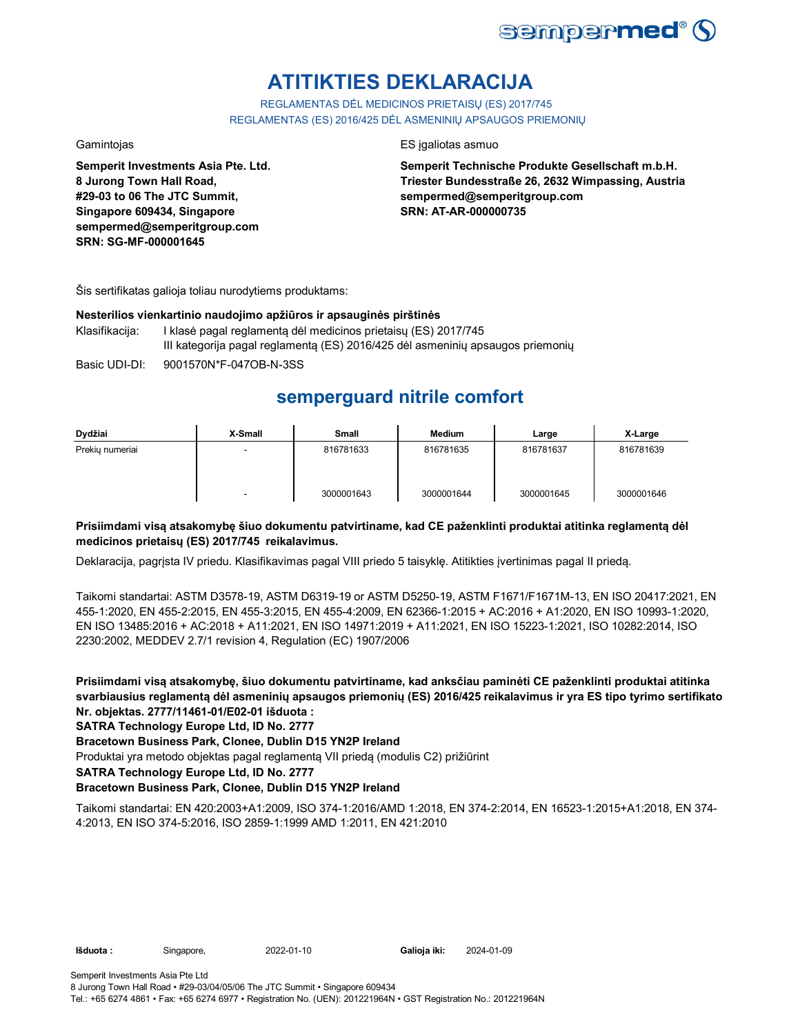# ATITIKTIES DEKLARACIJA

REGLAMENTAS DĖL MEDICINOS PRIETAISŲ (ES) 2017/745
REGLAMENTAS (ES) 2016/425 DĖL ASMENINIŲ APSAUGOS PRIEMONIŲ

Gamintojas

**Semperit Investments Asia Pte. Ltd.**
**8 Jurong Town Hall Road,**
**#29-03 to 06 The JTC Summit,**
**Singapore 609434, Singapore**
**sempermed@semperitgroup.com**
**SRN: SG-MF-000001645**

ES įgaliotas asmuo

**Semperit Technische Produkte Gesellschaft m.b.H.**
**Triester Bundesstraße 26, 2632 Wimpassing, Austria**
**sempermed@semperitgroup.com**
**SRN: AT-AR-000000735**

Šis sertifikatas galioja toliau nurodytiems produktams:

**Nesterilios vienkartinio naudojimo apžiūros ir apsauginės pirštinės**

Klasifikacija: I klasė pagal reglamentą dėl medicinos prietaisų (ES) 2017/745
III kategorija pagal reglamentą (ES) 2016/425 dėl asmeninių apsaugos priemonių

Basic UDI-DI: 9001570N*F-047OB-N-3SS

## semperguard nitrile comfort

| Dydžiai | X-Small | Small | Medium | Large | X-Large |
|---|---|---|---|---|---|
| Prekių numeriai | - | 816781633 | 816781635 | 816781637 | 816781639 |
| | - | 3000001643 | 3000001644 | 3000001645 | 3000001646 |

**Prisiimdami visą atsakomybę šiuo dokumentu patvirtiname, kad CE paženklinti produktai atitinka reglamentą dėl medicinos prietaisų (ES) 2017/745 reikalavimus.**

Deklaracija, pagrįsta IV priedu. Klasifikavimas pagal VIII priedo 5 taisyklę. Atitikties įvertinimas pagal II priedą.

Taikomi standartai: ASTM D3578-19, ASTM D6319-19 or ASTM D5250-19, ASTM F1671/F1671M-13, EN ISO 20417:2021, EN 455-1:2020, EN 455-2:2015, EN 455-3:2015, EN 455-4:2009, EN 62366-1:2015 + AC:2016 + A1:2020, EN ISO 10993-1:2020, EN ISO 13485:2016 + AC:2018 + A11:2021, EN ISO 14971:2019 + A11:2021, EN ISO 15223-1:2021, ISO 10282:2014, ISO 2230:2002, MEDDEV 2.7/1 revision 4, Regulation (EC) 1907/2006

**Prisiimdami visą atsakomybę, šiuo dokumentu patvirtiname, kad anksčiau paminėti CE paženklinti produktai atitinka svarbiausius reglamentą dėl asmeninių apsaugos priemonių (ES) 2016/425 reikalavimus ir yra ES tipo tyrimo sertifikato Nr. objektas. 2777/11461-01/E02-01 išduota :**

**SATRA Technology Europe Ltd, ID No. 2777**

**Bracetown Business Park, Clonee, Dublin D15 YN2P Ireland**

Produktai yra metodo objektas pagal reglamentą VII priedą (modulis C2) prižiūrint

**SATRA Technology Europe Ltd, ID No. 2777**

**Bracetown Business Park, Clonee, Dublin D15 YN2P Ireland**

Taikomi standartai: EN 420:2003+A1:2009, ISO 374-1:2016/AMD 1:2018, EN 374-2:2014, EN 16523-1:2015+A1:2018, EN 374-4:2013, EN ISO 374-5:2016, ISO 2859-1:1999 AMD 1:2011, EN 421:2010

**Išduota :** Singapore, 2022-01-10 **Galioja iki:** 2024-01-09

Semperit Investments Asia Pte Ltd
8 Jurong Town Hall Road • #29-03/04/05/06 The JTC Summit • Singapore 609434
Tel.: +65 6274 4861 • Fax: +65 6274 6977 • Registration No. (UEN): 201221964N • GST Registration No.: 201221964N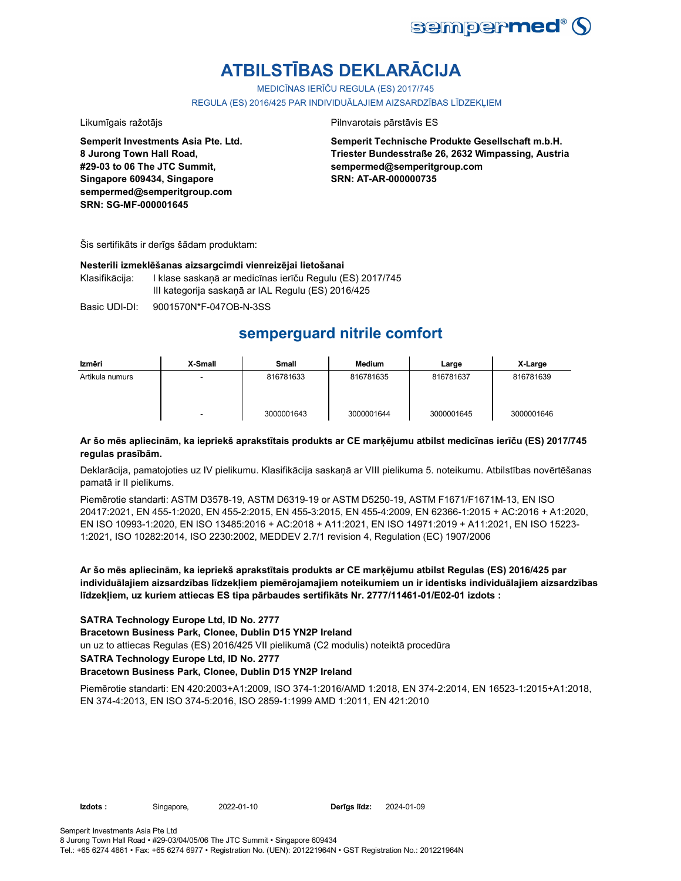# ATBILSTĪBAS DEKLARĀCIJA

MEDICĪNAS IERĪČU REGULA (ES) 2017/745

REGULA (ES) 2016/425 PAR INDIVIDUĀLAJIEM AIZSARDZĪBAS LĪDZEKĻIEM

Likumīgais ražotājs

**Semperit Investments Asia Pte. Ltd.**
**8 Jurong Town Hall Road,**
**#29-03 to 06 The JTC Summit,**
**Singapore 609434, Singapore**
**sempermed@semperitgroup.com**
**SRN: SG-MF-000001645**

Pilnvarotais pārstāvis ES

**Semperit Technische Produkte Gesellschaft m.b.H.**
**Triester Bundesstraße 26, 2632 Wimpassing, Austria**
**sempermed@semperitgroup.com**
**SRN: AT-AR-000000735**

Šis sertifikāts ir derīgs šādam produktam:

**Nesterili izmeklēšanas aizsargcimdi vienreizējai lietošanai**

Klasifikācija: I klase saskaņā ar medicīnas ierīču Regulu (ES) 2017/745
III kategorija saskaņā ar IAL Regulu (ES) 2016/425

Basic UDI-DI: 9001570N*F-047OB-N-3SS

## semperguard nitrile comfort

| Izmēri | X-Small | Small | Medium | Large | X-Large |
|---|---|---|---|---|---|
| Artikula numurs | - | 816781633 | 816781635 | 816781637 | 816781639 |
| | - | 3000001643 | 3000001644 | 3000001645 | 3000001646 |

**Ar šo mēs apliecinām, ka iepriekš aprakstītais produkts ar CE marķējumu atbilst medicīnas ierīču (ES) 2017/745 regulas prasībām.**

Deklarācija, pamatojoties uz IV pielikumu. Klasifikācija saskaņā ar VIII pielikuma 5. noteikumu. Atbilstības novērtēšanas pamatā ir II pielikums.

Piemērotie standarti: ASTM D3578-19, ASTM D6319-19 or ASTM D5250-19, ASTM F1671/F1671M-13, EN ISO 20417:2021, EN 455-1:2020, EN 455-2:2015, EN 455-3:2015, EN 455-4:2009, EN 62366-1:2015 + AC:2016 + A1:2020, EN ISO 10993-1:2020, EN ISO 13485:2016 + AC:2018 + A11:2021, EN ISO 14971:2019 + A11:2021, EN ISO 15223-1:2021, ISO 10282:2014, ISO 2230:2002, MEDDEV 2.7/1 revision 4, Regulation (EC) 1907/2006

**Ar šo mēs apliecinām, ka iepriekš aprakstītais produkts ar CE marķējumu atbilst Regulas (ES) 2016/425 par individuālajiem aizsardzības līdzekļiem piemērojamajiem noteikumiem un ir identisks individuālajiem aizsardzības līdzekļiem, uz kuriem attiecas ES tipa pārbaudes sertifikāts Nr. 2777/11461-01/E02-01 izdots :**

**SATRA Technology Europe Ltd, ID No. 2777**
**Bracetown Business Park, Clonee, Dublin D15 YN2P Ireland**
un uz to attiecas Regulas (ES) 2016/425 VII pielikumā (C2 modulis) noteiktā procedūra
**SATRA Technology Europe Ltd, ID No. 2777**
**Bracetown Business Park, Clonee, Dublin D15 YN2P Ireland**

Piemērotie standarti: EN 420:2003+A1:2009, ISO 374-1:2016/AMD 1:2018, EN 374-2:2014, EN 16523-1:2015+A1:2018, EN 374-4:2013, EN ISO 374-5:2016, ISO 2859-1:1999 AMD 1:2011, EN 421:2010

**Izdots :** Singapore, 2022-01-10 **Derīgs līdz:** 2024-01-09

Semperit Investments Asia Pte Ltd
8 Jurong Town Hall Road • #29-03/04/05/06 The JTC Summit • Singapore 609434
Tel.: +65 6274 4861 • Fax: +65 6274 6977 • Registration No. (UEN): 201221964N • GST Registration No.: 201221964N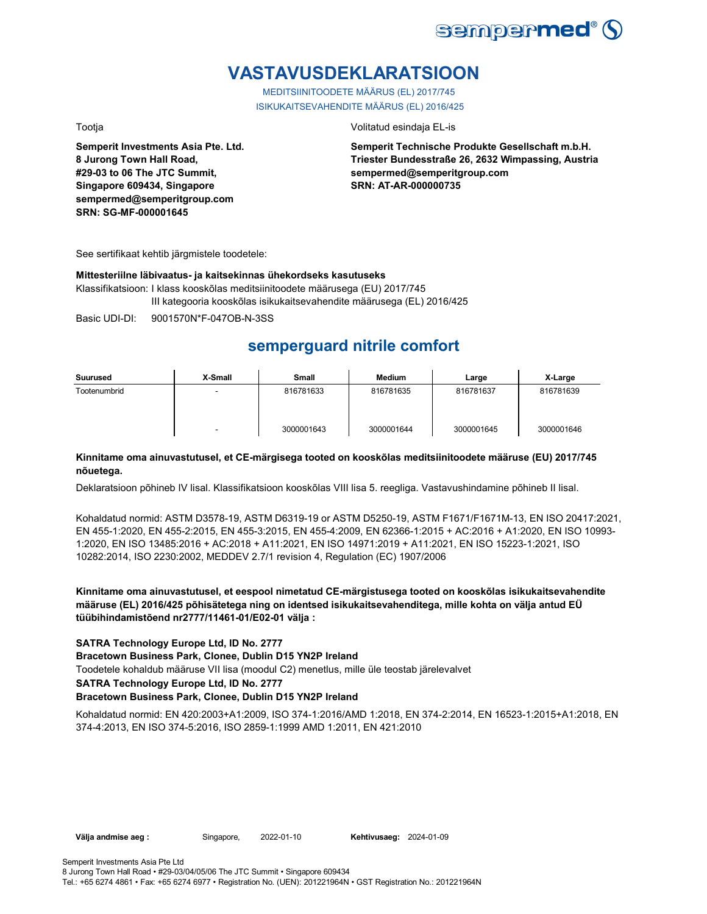# VASTAVUSDEKLARATSIOON

MEDITSIINITOODETE MÄÄRUS (EL) 2017/745

ISIKUKAITSEVAHENDITE MÄÄRUS (EL) 2016/425

Tootja

**Semperit Investments Asia Pte. Ltd.**
**8 Jurong Town Hall Road,**
**#29-03 to 06 The JTC Summit,**
**Singapore 609434, Singapore**
**sempermed@semperitgroup.com**
**SRN: SG-MF-000001645**

Volitatud esindaja EL-is

**Semperit Technische Produkte Gesellschaft m.b.H.**
**Triester Bundesstraße 26, 2632 Wimpassing, Austria**
**sempermed@semperitgroup.com**
**SRN: AT-AR-000000735**

See sertifikaat kehtib järgmistele toodetele:

**Mittesteriilne läbivaatus- ja kaitsekinnas ühekordseks kasutuseks**

Klassifikatsioon: I klass kooskõlas meditsiinitoodete määrusega (EU) 2017/745
III kategooria kooskõlas isikukaitsevahendite määrusega (EL) 2016/425

Basic UDI-DI: 9001570N*F-047OB-N-3SS

## semperguard nitrile comfort

| Suurused | X-Small | Small | Medium | Large | X-Large |
|---|---|---|---|---|---|
| Tootenumbrid | - | 816781633 | 816781635 | 816781637 | 816781639 |
| | - | 3000001643 | 3000001644 | 3000001645 | 3000001646 |

**Kinnitame oma ainuvastutusel, et CE-märgisega tooted on kooskõlas meditsiinitoodete määruse (EU) 2017/745 nõuetega.**

Deklaratsioon põhineb IV lisal. Klassifikatsioon kooskõlas VIII lisa 5. reegliga. Vastavushindamine põhineb II lisal.

Kohaldatud normid: ASTM D3578-19, ASTM D6319-19 or ASTM D5250-19, ASTM F1671/F1671M-13, EN ISO 20417:2021, EN 455-1:2020, EN 455-2:2015, EN 455-3:2015, EN 455-4:2009, EN 62366-1:2015 + AC:2016 + A1:2020, EN ISO 10993-1:2020, EN ISO 13485:2016 + AC:2018 + A11:2021, EN ISO 14971:2019 + A11:2021, EN ISO 15223-1:2021, ISO 10282:2014, ISO 2230:2002, MEDDEV 2.7/1 revision 4, Regulation (EC) 1907/2006

**Kinnitame oma ainuvastutusel, et eespool nimetatud CE-märgistusega tooted on kooskõlas isikukaitsevahendite määruse (EL) 2016/425 põhisätetega ning on identsed isikukaitsevahenditega, mille kohta on välja antud EÜ tüübihindamistõend nr2777/11461-01/E02-01 välja :**

**SATRA Technology Europe Ltd, ID No. 2777**
**Bracetown Business Park, Clonee, Dublin D15 YN2P Ireland**
Toodetele kohaldub määruse VII lisa (moodul C2) menetlus, mille üle teostab järelevalvet
**SATRA Technology Europe Ltd, ID No. 2777**
**Bracetown Business Park, Clonee, Dublin D15 YN2P Ireland**

Kohaldatud normid: EN 420:2003+A1:2009, ISO 374-1:2016/AMD 1:2018, EN 374-2:2014, EN 16523-1:2015+A1:2018, EN 374-4:2013, EN ISO 374-5:2016, ISO 2859-1:1999 AMD 1:2011, EN 421:2010

**Välja andmise aeg :** Singapore, 2022-01-10 **Kehtivusaeg:** 2024-01-09

Semperit Investments Asia Pte Ltd
8 Jurong Town Hall Road • #29-03/04/05/06 The JTC Summit • Singapore 609434
Tel.: +65 6274 4861 • Fax: +65 6274 6977 • Registration No. (UEN): 201221964N • GST Registration No.: 201221964N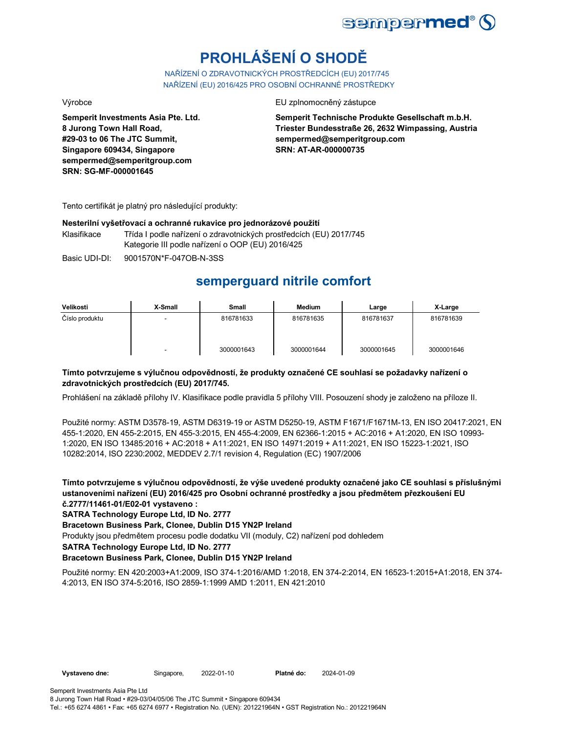# PROHLÁŠENÍ O SHODĚ

NAŘÍZENÍ O ZDRAVOTNICKÝCH PROSTŘEDCÍCH (EU) 2017/745
NAŘÍZENÍ (EU) 2016/425 PRO OSOBNÍ OCHRANNÉ PROSTŘEDKY

Výrobce

**Semperit Investments Asia Pte. Ltd.**
**8 Jurong Town Hall Road,**
**#29-03 to 06 The JTC Summit,**
**Singapore 609434, Singapore**
**sempermed@semperitgroup.com**
**SRN: SG-MF-000001645**

EU zplnomocněný zástupce

**Semperit Technische Produkte Gesellschaft m.b.H.**
**Triester Bundesstraße 26, 2632 Wimpassing, Austria**
**sempermed@semperitgroup.com**
**SRN: AT-AR-000000735**

Tento certifikát je platný pro následující produkty:

**Nesterilní vyšetřovací a ochranné rukavice pro jednorázové použití**

Klasifikace: Třída I podle nařízení o zdravotnických prostředcích (EU) 2017/745
Kategorie III podle nařízení o OOP (EU) 2016/425

Basic UDI-DI: 9001570N*F-047OB-N-3SS

## semperguard nitrile comfort

| Velikosti | X-Small | Small | Medium | Large | X-Large |
|---|---|---|---|---|---|
| Číslo produktu | - | 816781633 | 816781635 | 816781637 | 816781639 |
| | - | 3000001643 | 3000001644 | 3000001645 | 3000001646 |

**Tímto potvrzujeme s výlučnou odpovědností, že produkty označené CE souhlasí se požadavky nařízení o zdravotnických prostředcích (EU) 2017/745.**

Prohlášení na základě přílohy IV. Klasifikace podle pravidla 5 přílohy VIII. Posouzení shody je založeno na příloze II.

Použité normy: ASTM D3578-19, ASTM D6319-19 or ASTM D5250-19, ASTM F1671/F1671M-13, EN ISO 20417:2021, EN 455-1:2020, EN 455-2:2015, EN 455-3:2015, EN 455-4:2009, EN 62366-1:2015 + AC:2016 + A1:2020, EN ISO 10993-1:2020, EN ISO 13485:2016 + AC:2018 + A11:2021, EN ISO 14971:2019 + A11:2021, EN ISO 15223-1:2021, ISO 10282:2014, ISO 2230:2002, MEDDEV 2.7/1 revision 4, Regulation (EC) 1907/2006

**Tímto potvrzujeme s výlučnou odpovědností, že výše uvedené produkty označené jako CE souhlasí s příslušnými ustanoveními nařízení (EU) 2016/425 pro Osobní ochranné prostředky a jsou předmětem přezkoušení EU č.2777/11461-01/E02-01 vystaveno :**
**SATRA Technology Europe Ltd, ID No. 2777**
**Bracetown Business Park, Clonee, Dublin D15 YN2P Ireland**
Produkty jsou předmětem procesu podle dodatku VII (moduly, C2) nařízení pod dohledem
**SATRA Technology Europe Ltd, ID No. 2777**
**Bracetown Business Park, Clonee, Dublin D15 YN2P Ireland**

Použité normy: EN 420:2003+A1:2009, ISO 374-1:2016/AMD 1:2018, EN 374-2:2014, EN 16523-1:2015+A1:2018, EN 374-4:2013, EN ISO 374-5:2016, ISO 2859-1:1999 AMD 1:2011, EN 421:2010

**Vystaveno dne:** Singapore, 2022-01-10 **Platné do:** 2024-01-09

Semperit Investments Asia Pte Ltd
8 Jurong Town Hall Road • #29-03/04/05/06 The JTC Summit • Singapore 609434
Tel.: +65 6274 4861 • Fax: +65 6274 6977 • Registration No. (UEN): 201221964N • GST Registration No.: 201221964N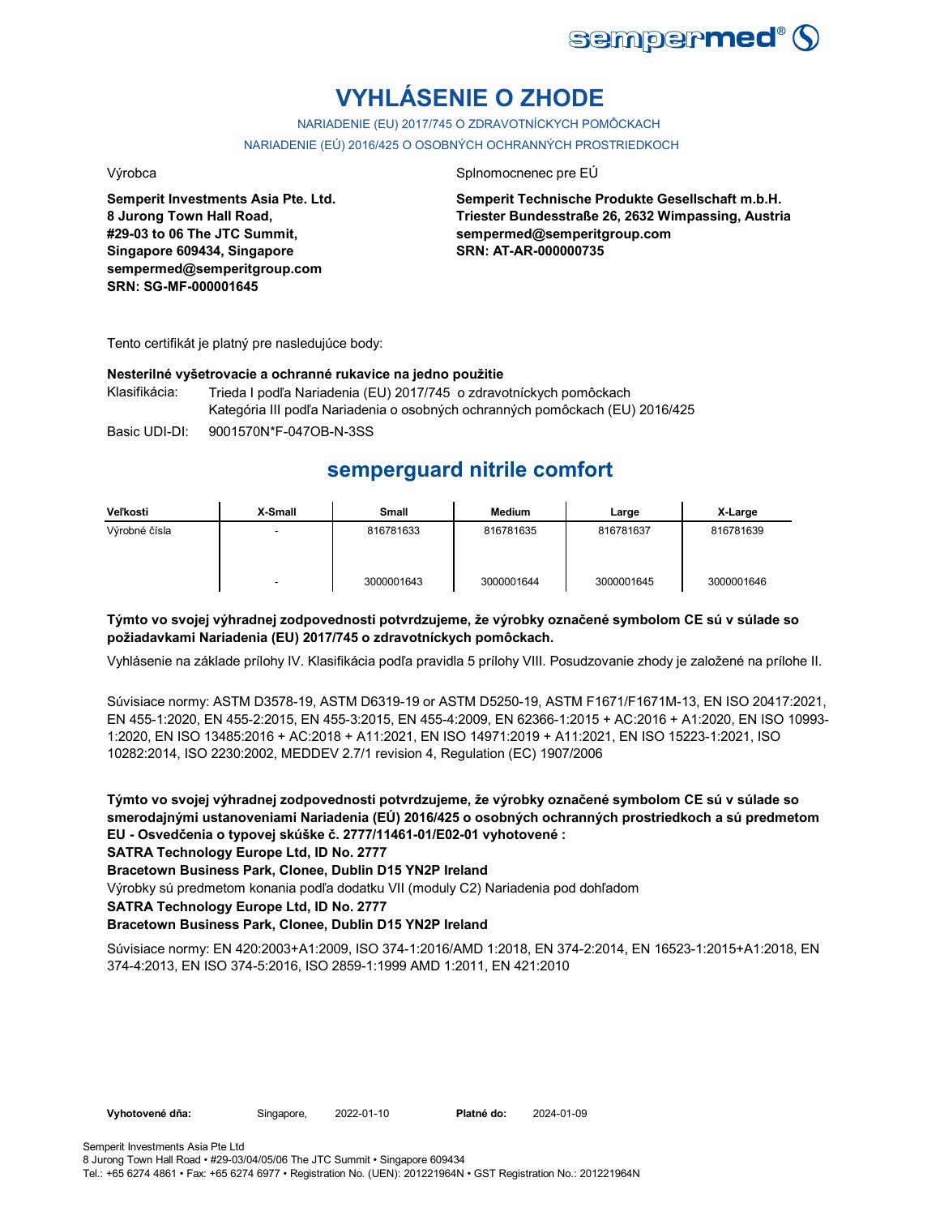# VYHLÁSENIE O ZHODE

NARIADENIE (EU) 2017/745 O ZDRAVOTNÍCKYCH POMÔCKACH

NARIADENIE (EÚ) 2016/425 O OSOBNÝCH OCHRANNÝCH PROSTRIEDKOCH

Výrobca

**Semperit Investments Asia Pte. Ltd.**
**8 Jurong Town Hall Road,**
**#29-03 to 06 The JTC Summit,**
**Singapore 609434, Singapore**
**sempermed@semperitgroup.com**
**SRN: SG-MF-000001645**

Splnomocnenec pre EÚ

**Semperit Technische Produkte Gesellschaft m.b.H.**
**Triester Bundesstraße 26, 2632 Wimpassing, Austria**
**sempermed@semperitgroup.com**
**SRN: AT-AR-000000735**

Tento certifikát je platný pre nasledujúce body:

**Nesterilné vyšetrovacie a ochranné rukavice na jedno použitie**

Klasifikácia: Trieda I podľa Nariadenia (EU) 2017/745 o zdravotníckych pomôckach
Kategória III podľa Nariadenia o osobných ochranných pomôckach (EU) 2016/425

Basic UDI-DI: 9001570N*F-047OB-N-3SS

## semperguard nitrile comfort

| Veľkosti | X-Small | Small | Medium | Large | X-Large |
|---|---|---|---|---|---|
| Výrobné čísla | - | 816781633 | 816781635 | 816781637 | 816781639 |
| | - | 3000001643 | 3000001644 | 3000001645 | 3000001646 |

**Týmto vo svojej výhradnej zodpovednosti potvrdzujeme, že výrobky označené symbolom CE sú v súlade so požiadavkami Nariadenia (EU) 2017/745 o zdravotníckych pomôckach.**

Vyhlásenie na základe prílohy IV. Klasifikácia podľa pravidla 5 prílohy VIII. Posudzovanie zhody je založené na prílohe II.

Súvisiace normy: ASTM D3578-19, ASTM D6319-19 or ASTM D5250-19, ASTM F1671/F1671M-13, EN ISO 20417:2021, EN 455-1:2020, EN 455-2:2015, EN 455-3:2015, EN 455-4:2009, EN 62366-1:2015 + AC:2016 + A1:2020, EN ISO 10993-1:2020, EN ISO 13485:2016 + AC:2018 + A11:2021, EN ISO 14971:2019 + A11:2021, EN ISO 15223-1:2021, ISO 10282:2014, ISO 2230:2002, MEDDEV 2.7/1 revision 4, Regulation (EC) 1907/2006

**Týmto vo svojej výhradnej zodpovednosti potvrdzujeme, že výrobky označené symbolom CE sú v súlade so smerodajnými ustanoveniami Nariadenia (EÚ) 2016/425 o osobných ochranných prostriedkoch a sú predmetom EU - Osvedčenia o typovej skúške č. 2777/11461-01/E02-01 vyhotovené :**

**SATRA Technology Europe Ltd, ID No. 2777**

**Bracetown Business Park, Clonee, Dublin D15 YN2P Ireland**

Výrobky sú predmetom konania podľa dodatku VII (moduly C2) Nariadenia pod dohľadom

**SATRA Technology Europe Ltd, ID No. 2777**

**Bracetown Business Park, Clonee, Dublin D15 YN2P Ireland**

Súvisiace normy: EN 420:2003+A1:2009, ISO 374-1:2016/AMD 1:2018, EN 374-2:2014, EN 16523-1:2015+A1:2018, EN 374-4:2013, EN ISO 374-5:2016, ISO 2859-1:1999 AMD 1:2011, EN 421:2010

**Vyhotovené dňa:** Singapore, 2022-01-10 **Platné do:** 2024-01-09

Semperit Investments Asia Pte Ltd
8 Jurong Town Hall Road • #29-03/04/05/06 The JTC Summit • Singapore 609434
Tel.: +65 6274 4861 • Fax: +65 6274 6977 • Registration No. (UEN): 201221964N • GST Registration No.: 201221964N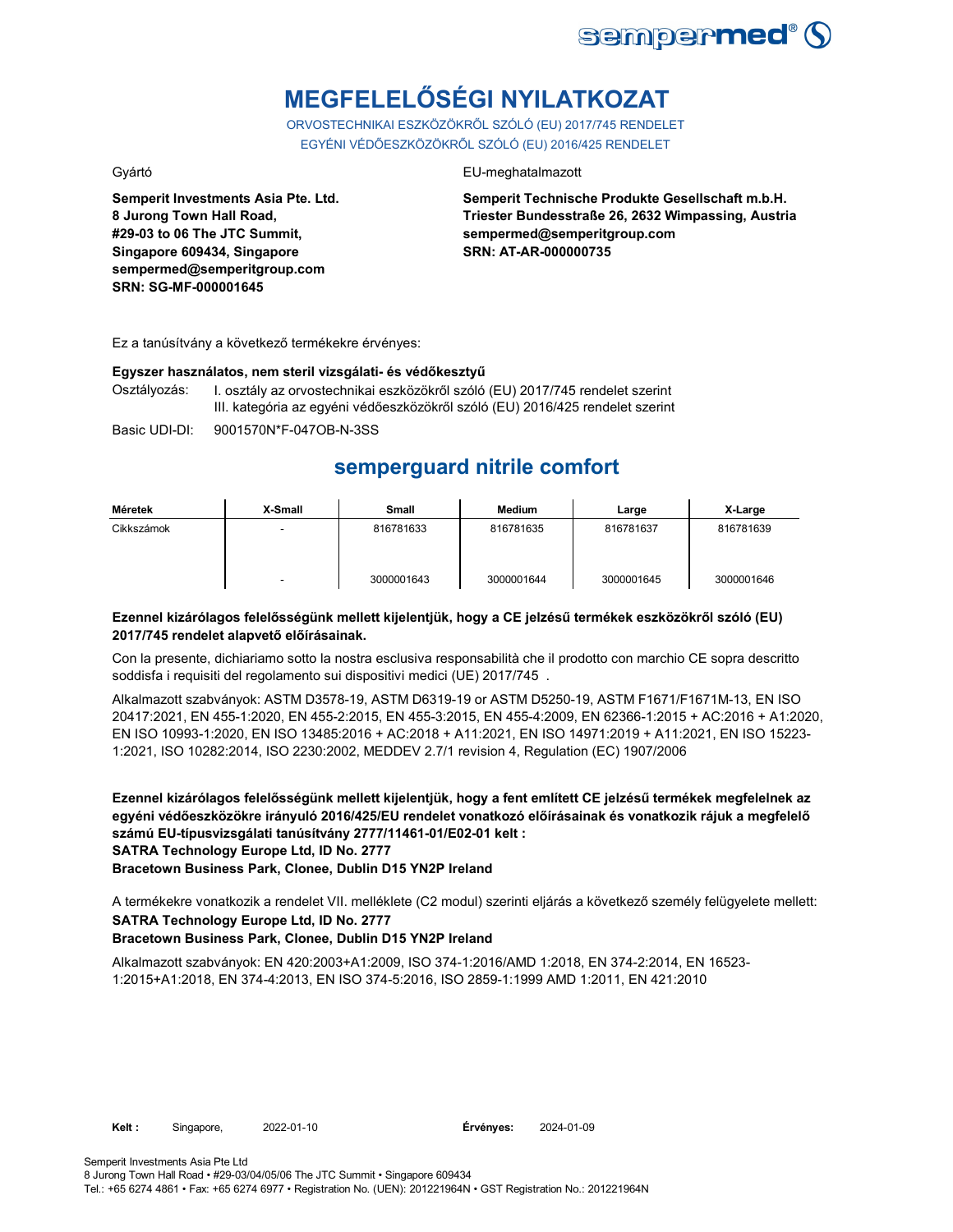# MEGFELELŐSÉGI NYILATKOZAT

ORVOSTECHNIKAI ESZKÖZÖKRŐL SZÓLÓ (EU) 2017/745 RENDELET
EGYÉNI VÉDŐESZKÖZÖKRŐL SZÓLÓ (EU) 2016/425 RENDELET

Gyártó

**Semperit Investments Asia Pte. Ltd.**
**8 Jurong Town Hall Road,**
**#29-03 to 06 The JTC Summit,**
**Singapore 609434, Singapore**
**sempermed@semperitgroup.com**
**SRN: SG-MF-000001645**

EU-meghatalmazott

**Semperit Technische Produkte Gesellschaft m.b.H.**
**Triester Bundesstraße 26, 2632 Wimpassing, Austria**
**sempermed@semperitgroup.com**
**SRN: AT-AR-000000735**

Ez a tanúsítvány a következő termékekre érvényes:

**Egyszer használatos, nem steril vizsgálati- és védőkesztyű**

Osztályozás: I. osztály az orvostechnikai eszközökről szóló (EU) 2017/745 rendelet szerint
III. kategória az egyéni védőeszközökről szóló (EU) 2016/425 rendelet szerint

Basic UDI-DI: 9001570N*F-047OB-N-3SS

## semperguard nitrile comfort

| Méretek | X-Small | Small | Medium | Large | X-Large |
|---|---|---|---|---|---|
| Cikkszámok | - | 816781633 | 816781635 | 816781637 | 816781639 |
| | - | 3000001643 | 3000001644 | 3000001645 | 3000001646 |

**Ezennel kizárólagos felelősségünk mellett kijelentjük, hogy a CE jelzésű termékek eszközökről szóló (EU) 2017/745 rendelet alapvető előírásainak.**

Con la presente, dichiariamo sotto la nostra esclusiva responsabilità che il prodotto con marchio CE sopra descritto soddisfa i requisiti del regolamento sui dispositivi medici (UE) 2017/745 .

Alkalmazott szabványok: ASTM D3578-19, ASTM D6319-19 or ASTM D5250-19, ASTM F1671/F1671M-13, EN ISO 20417:2021, EN 455-1:2020, EN 455-2:2015, EN 455-3:2015, EN 455-4:2009, EN 62366-1:2015 + AC:2016 + A1:2020, EN ISO 10993-1:2020, EN ISO 13485:2016 + AC:2018 + A11:2021, EN ISO 14971:2019 + A11:2021, EN ISO 15223-1:2021, ISO 10282:2014, ISO 2230:2002, MEDDEV 2.7/1 revision 4, Regulation (EC) 1907/2006

**Ezennel kizárólagos felelősségünk mellett kijelentjük, hogy a fent említett CE jelzésű termékek megfelelnek az egyéni védőeszközökre irányuló 2016/425/EU rendelet vonatkozó előírásainak és vonatkozik rájuk a megfelelő számú EU-típusvizsgálati tanúsítvány 2777/11461-01/E02-01 kelt :**
**SATRA Technology Europe Ltd, ID No. 2777**
**Bracetown Business Park, Clonee, Dublin D15 YN2P Ireland**

A termékekre vonatkozik a rendelet VII. melléklete (C2 modul) szerinti eljárás a következő személy felügyelete mellett:
**SATRA Technology Europe Ltd, ID No. 2777**
**Bracetown Business Park, Clonee, Dublin D15 YN2P Ireland**

Alkalmazott szabványok: EN 420:2003+A1:2009, ISO 374-1:2016/AMD 1:2018, EN 374-2:2014, EN 16523-1:2015+A1:2018, EN 374-4:2013, EN ISO 374-5:2016, ISO 2859-1:1999 AMD 1:2011, EN 421:2010

**Kelt :** Singapore, 2022-01-10 **Érvényes:** 2024-01-09

Semperit Investments Asia Pte Ltd
8 Jurong Town Hall Road • #29-03/04/05/06 The JTC Summit • Singapore 609434
Tel.: +65 6274 4861 • Fax: +65 6274 6977 • Registration No. (UEN): 201221964N • GST Registration No.: 201221964N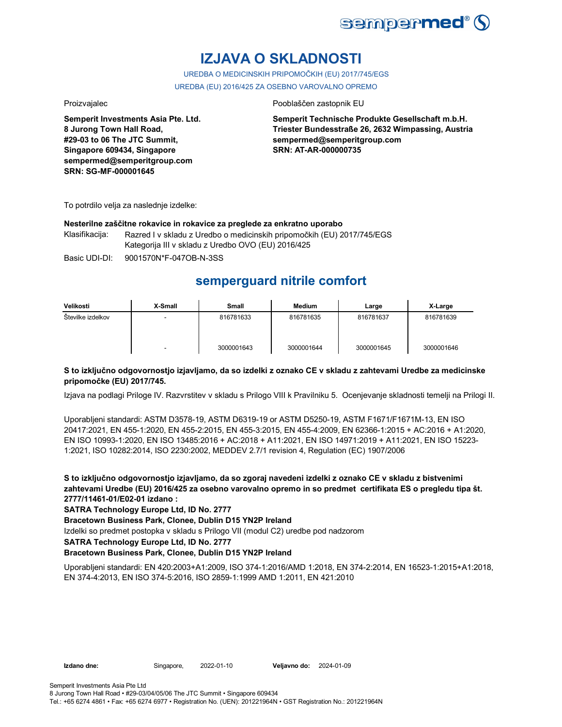# IZJAVA O SKLADNOSTI

UREDBA O MEDICINSKIH PRIPOMOČKIH (EU) 2017/745/EGS

UREDBA (EU) 2016/425 ZA OSEBNO VAROVALNO OPREMO

Proizvajalec

**Semperit Investments Asia Pte. Ltd.**
**8 Jurong Town Hall Road,**
**#29-03 to 06 The JTC Summit,**
**Singapore 609434, Singapore**
**sempermed@semperitgroup.com**
**SRN: SG-MF-000001645**

Pooblaščen zastopnik EU

**Semperit Technische Produkte Gesellschaft m.b.H.**
**Triester Bundesstraße 26, 2632 Wimpassing, Austria**
**sempermed@semperitgroup.com**
**SRN: AT-AR-000000735**

To potrdilo velja za naslednje izdelke:

**Nesterilne zaščitne rokavice in rokavice za preglede za enkratno uporabo**

Klasifikacija: Razred I v skladu z Uredbo o medicinskih pripomočkih (EU) 2017/745/EGS
Kategorija III v skladu z Uredbo OVO (EU) 2016/425

Basic UDI-DI: 9001570N*F-047OB-N-3SS

## semperguard nitrile comfort

| Velikosti | X-Small | Small | Medium | Large | X-Large |
|---|---|---|---|---|---|
| Številke izdelkov | - | 816781633 | 816781635 | 816781637 | 816781639 |
| | - | 3000001643 | 3000001644 | 3000001645 | 3000001646 |

**S to izključno odgovornostjo izjavljamo, da so izdelki z oznako CE v skladu z zahtevami Uredbe za medicinske pripomočke (EU) 2017/745.**

Izjava na podlagi Priloge IV. Razvrstitev v skladu s Prilogo VIII k Pravilniku 5. Ocenjevanje skladnosti temelji na Prilogi II.

Uporabljeni standardi: ASTM D3578-19, ASTM D6319-19 or ASTM D5250-19, ASTM F1671/F1671M-13, EN ISO 20417:2021, EN 455-1:2020, EN 455-2:2015, EN 455-3:2015, EN 455-4:2009, EN 62366-1:2015 + AC:2016 + A1:2020, EN ISO 10993-1:2020, EN ISO 13485:2016 + AC:2018 + A11:2021, EN ISO 14971:2019 + A11:2021, EN ISO 15223-1:2021, ISO 10282:2014, ISO 2230:2002, MEDDEV 2.7/1 revision 4, Regulation (EC) 1907/2006

**S to izključno odgovornostjo izjavljamo, da so zgoraj navedeni izdelki z oznako CE v skladu z bistvenimi zahtevami Uredbe (EU) 2016/425 za osebno varovalno opremo in so predmet certifikata ES o pregledu tipa št. 2777/11461-01/E02-01 izdano :**

**SATRA Technology Europe Ltd, ID No. 2777**

**Bracetown Business Park, Clonee, Dublin D15 YN2P Ireland**

Izdelki so predmet postopka v skladu s Prilogo VII (modul C2) uredbe pod nadzorom

**SATRA Technology Europe Ltd, ID No. 2777**

**Bracetown Business Park, Clonee, Dublin D15 YN2P Ireland**

Uporabljeni standardi: EN 420:2003+A1:2009, ISO 374-1:2016/AMD 1:2018, EN 374-2:2014, EN 16523-1:2015+A1:2018, EN 374-4:2013, EN ISO 374-5:2016, ISO 2859-1:1999 AMD 1:2011, EN 421:2010

**Izdano dne:** Singapore, 2022-01-10 **Veljavno do:** 2024-01-09

Semperit Investments Asia Pte Ltd
8 Jurong Town Hall Road • #29-03/04/05/06 The JTC Summit • Singapore 609434
Tel.: +65 6274 4861 • Fax: +65 6274 6977 • Registration No. (UEN): 201221964N • GST Registration No.: 201221964N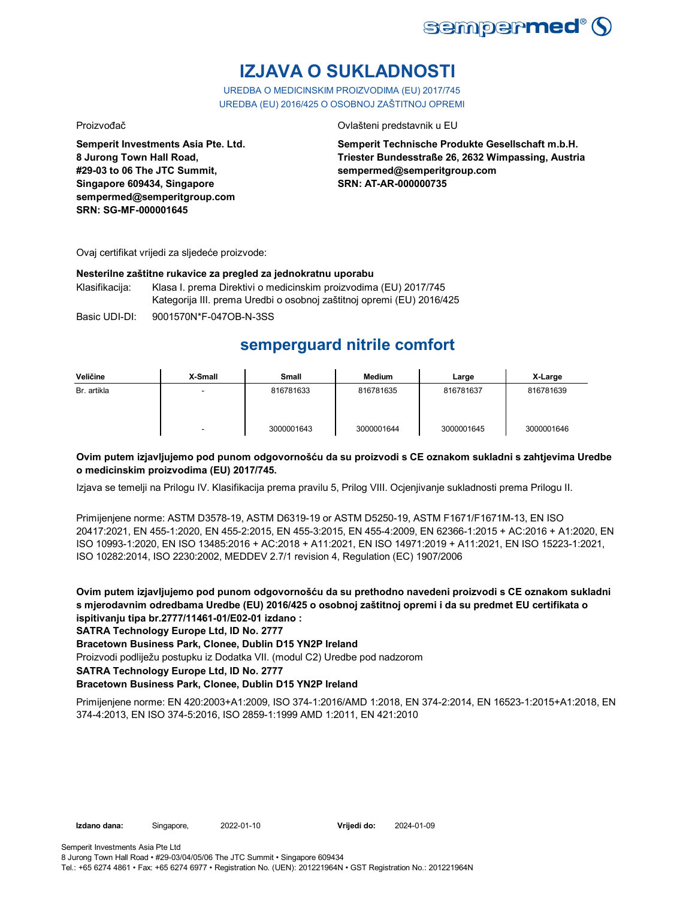# IZJAVA O SUKLADNOSTI

UREDBA O MEDICINSKIM PROIZVODIMA (EU) 2017/745
UREDBA (EU) 2016/425 O OSOBNOJ ZAŠTITNOJ OPREMI

Proizvođač

**Semperit Investments Asia Pte. Ltd.**
**8 Jurong Town Hall Road,**
**#29-03 to 06 The JTC Summit,**
**Singapore 609434, Singapore**
**sempermed@semperitgroup.com**
**SRN: SG-MF-000001645**

Ovlašteni predstavnik u EU

**Semperit Technische Produkte Gesellschaft m.b.H.**
**Triester Bundesstraße 26, 2632 Wimpassing, Austria**
**sempermed@semperitgroup.com**
**SRN: AT-AR-000000735**

Ovaj certifikat vrijedi za sljedeće proizvode:

**Nesterilne zaštitne rukavice za pregled za jednokratnu uporabu**

Klasifikacija: Klasa I. prema Direktivi o medicinskim proizvodima (EU) 2017/745
Kategorija III. prema Uredbi o osobnoj zaštitnoj opremi (EU) 2016/425

Basic UDI-DI: 9001570N*F-047OB-N-3SS

## semperguard nitrile comfort

| Veličine | X-Small | Small | Medium | Large | X-Large |
|---|---|---|---|---|---|
| Br. artikla | - | 816781633 | 816781635 | 816781637 | 816781639 |
| | - | 3000001643 | 3000001644 | 3000001645 | 3000001646 |

**Ovim putem izjavljujemo pod punom odgovornošću da su proizvodi s CE oznakom sukladni s zahtjevima Uredbe o medicinskim proizvodima (EU) 2017/745.**

Izjava se temelji na Prilogu IV. Klasifikacija prema pravilu 5, Prilog VIII. Ocjenjivanje sukladnosti prema Prilogu II.

Primijenjene norme: ASTM D3578-19, ASTM D6319-19 or ASTM D5250-19, ASTM F1671/F1671M-13, EN ISO 20417:2021, EN 455-1:2020, EN 455-2:2015, EN 455-3:2015, EN 455-4:2009, EN 62366-1:2015 + AC:2016 + A1:2020, EN ISO 10993-1:2020, EN ISO 13485:2016 + AC:2018 + A11:2021, EN ISO 14971:2019 + A11:2021, EN ISO 15223-1:2021, ISO 10282:2014, ISO 2230:2002, MEDDEV 2.7/1 revision 4, Regulation (EC) 1907/2006

**Ovim putem izjavljujemo pod punom odgovornošću da su prethodno navedeni proizvodi s CE oznakom sukladni s mjerodavnim odredbama Uredbe (EU) 2016/425 o osobnoj zaštitnoj opremi i da su predmet EU certifikata o ispitivanju tipa br.2777/11461-01/E02-01 izdano :**
**SATRA Technology Europe Ltd, ID No. 2777**
**Bracetown Business Park, Clonee, Dublin D15 YN2P Ireland**
Proizvodi podliježu postupku iz Dodatka VII. (modul C2) Uredbe pod nadzorom
**SATRA Technology Europe Ltd, ID No. 2777**
**Bracetown Business Park, Clonee, Dublin D15 YN2P Ireland**

Primijenjene norme: EN 420:2003+A1:2009, ISO 374-1:2016/AMD 1:2018, EN 374-2:2014, EN 16523-1:2015+A1:2018, EN 374-4:2013, EN ISO 374-5:2016, ISO 2859-1:1999 AMD 1:2011, EN 421:2010

**Izdano dana:** Singapore, 2022-01-10 **Vrijedi do:** 2024-01-09

Semperit Investments Asia Pte Ltd
8 Jurong Town Hall Road • #29-03/04/05/06 The JTC Summit • Singapore 609434
Tel.: +65 6274 4861 • Fax: +65 6274 6977 • Registration No. (UEN): 201221964N • GST Registration No.: 201221964N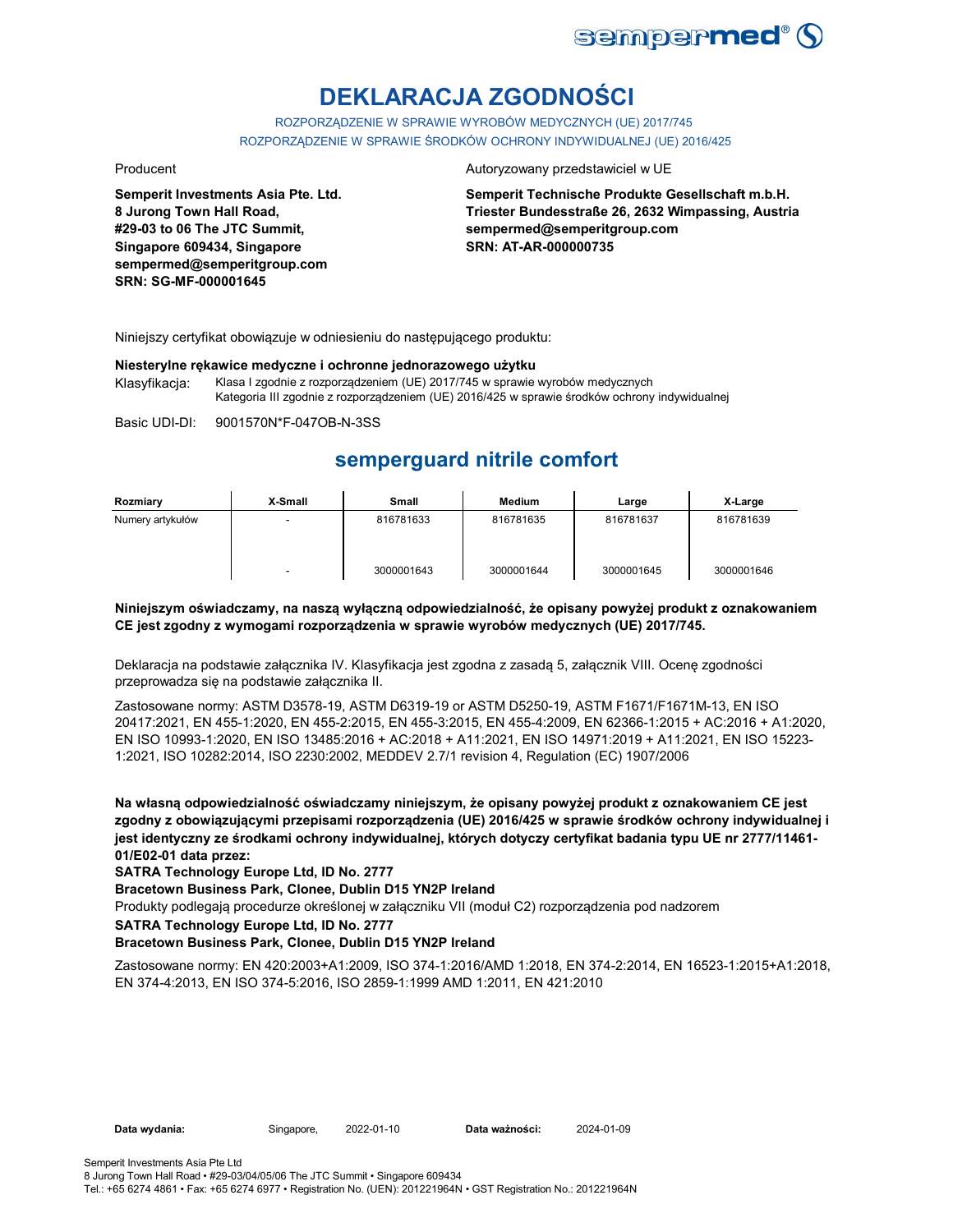# DEKLARACJA ZGODNOŚCI

ROZPORZĄDZENIE W SPRAWIE WYROBÓW MEDYCZNYCH (UE) 2017/745
ROZPORZĄDZENIE W SPRAWIE ŚRODKÓW OCHRONY INDYWIDUALNEJ (UE) 2016/425

Producent

**Semperit Investments Asia Pte. Ltd.**
**8 Jurong Town Hall Road,**
**#29-03 to 06 The JTC Summit,**
**Singapore 609434, Singapore**
**sempermed@semperitgroup.com**
**SRN: SG-MF-000001645**

Autoryzowany przedstawiciel w UE

**Semperit Technische Produkte Gesellschaft m.b.H.**
**Triester Bundesstraße 26, 2632 Wimpassing, Austria**
**sempermed@semperitgroup.com**
**SRN: AT-AR-000000735**

Niniejszy certyfikat obowiązuje w odniesieniu do następującego produktu:

**Niesterylne rękawice medyczne i ochronne jednorazowego użytku**

Klasyfikacja: Klasa I zgodnie z rozporządzeniem (UE) 2017/745 w sprawie wyrobów medycznych
Kategoria III zgodnie z rozporządzeniem (UE) 2016/425 w sprawie środków ochrony indywidualnej

Basic UDI-DI: 9001570N*F-047OB-N-3SS

## semperguard nitrile comfort

| Rozmiary | X-Small | Small | Medium | Large | X-Large |
|---|---|---|---|---|---|
| Numery artykułów | - | 816781633 | 816781635 | 816781637 | 816781639 |
| | - | 3000001643 | 3000001644 | 3000001645 | 3000001646 |

**Niniejszym oświadczamy, na naszą wyłączną odpowiedzialność, że opisany powyżej produkt z oznakowaniem CE jest zgodny z wymogami rozporządzenia w sprawie wyrobów medycznych (UE) 2017/745.**

Deklaracja na podstawie załącznika IV. Klasyfikacja jest zgodna z zasadą 5, załącznik VIII. Ocenę zgodności przeprowadza się na podstawie załącznika II.

Zastosowane normy: ASTM D3578-19, ASTM D6319-19 or ASTM D5250-19, ASTM F1671/F1671M-13, EN ISO 20417:2021, EN 455-1:2020, EN 455-2:2015, EN 455-3:2015, EN 455-4:2009, EN 62366-1:2015 + AC:2016 + A1:2020, EN ISO 10993-1:2020, EN ISO 13485:2016 + AC:2018 + A11:2021, EN ISO 14971:2019 + A11:2021, EN ISO 15223-1:2021, ISO 10282:2014, ISO 2230:2002, MEDDEV 2.7/1 revision 4, Regulation (EC) 1907/2006

**Na własną odpowiedzialność oświadczamy niniejszym, że opisany powyżej produkt z oznakowaniem CE jest zgodny z obowiązującymi przepisami rozporządzenia (UE) 2016/425 w sprawie środków ochrony indywidualnej i jest identyczny ze środkami ochrony indywidualnej, których dotyczy certyfikat badania typu UE nr 2777/11461-01/E02-01 data przez:**

**SATRA Technology Europe Ltd, ID No. 2777**

**Bracetown Business Park, Clonee, Dublin D15 YN2P Ireland**

Produkty podlegają procedurze określonej w załączniku VII (moduł C2) rozporządzenia pod nadzorem

**SATRA Technology Europe Ltd, ID No. 2777**

**Bracetown Business Park, Clonee, Dublin D15 YN2P Ireland**

Zastosowane normy: EN 420:2003+A1:2009, ISO 374-1:2016/AMD 1:2018, EN 374-2:2014, EN 16523-1:2015+A1:2018, EN 374-4:2013, EN ISO 374-5:2016, ISO 2859-1:1999 AMD 1:2011, EN 421:2010

**Data wydania:** Singapore, 2022-01-10 **Data ważności:** 2024-01-09

Semperit Investments Asia Pte Ltd
8 Jurong Town Hall Road • #29-03/04/05/06 The JTC Summit • Singapore 609434
Tel.: +65 6274 4861 • Fax: +65 6274 6977 • Registration No. (UEN): 201221964N • GST Registration No.: 201221964N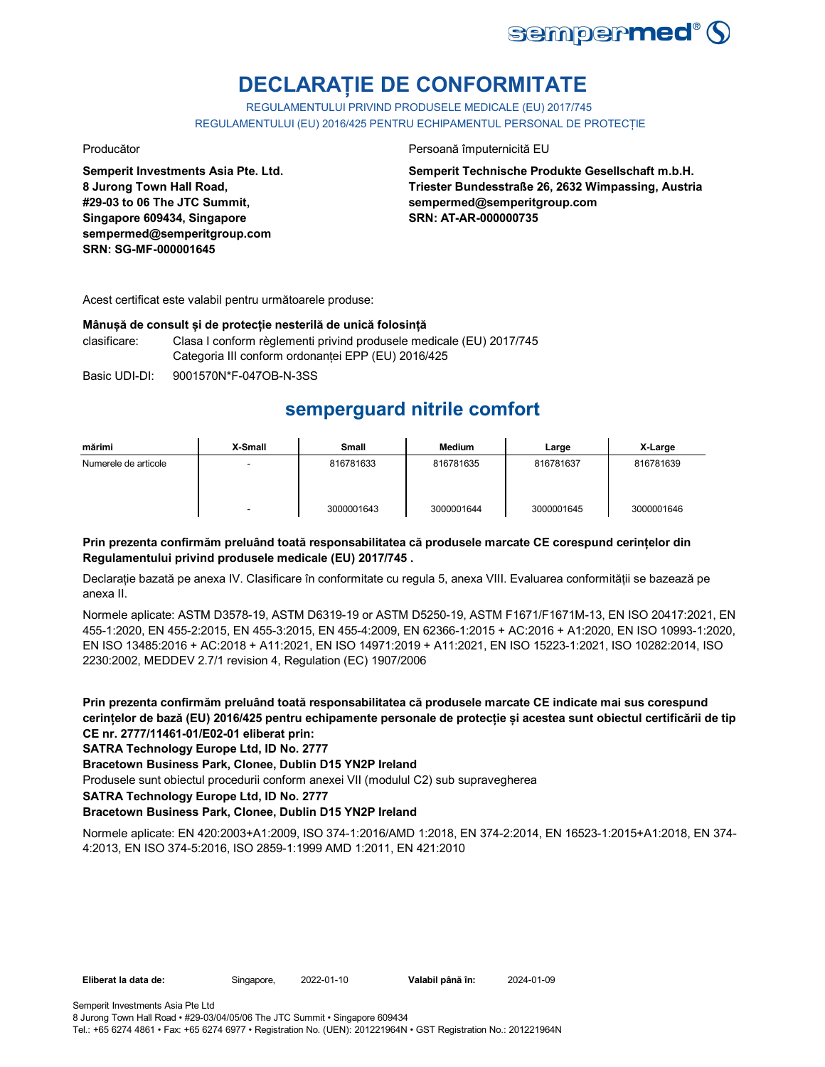# DECLARAȚIE DE CONFORMITATE

REGULAMENTULUI PRIVIND PRODUSELE MEDICALE (EU) 2017/745
REGULAMENTULUI (EU) 2016/425 PENTRU ECHIPAMENTUL PERSONAL DE PROTECȚIE

Producător

**Semperit Investments Asia Pte. Ltd.**
**8 Jurong Town Hall Road,**
**#29-03 to 06 The JTC Summit,**
**Singapore 609434, Singapore**
**sempermed@semperitgroup.com**
**SRN: SG-MF-000001645**

Persoană împuternicită EU

**Semperit Technische Produkte Gesellschaft m.b.H.**
**Triester Bundesstraße 26, 2632 Wimpassing, Austria**
**sempermed@semperitgroup.com**
**SRN: AT-AR-000000735**

Acest certificat este valabil pentru următoarele produse:

**Mânușă de consult și de protecție nesterilă de unică folosință**

clasificare: Clasa I conform règlementi privind produsele medicale (EU) 2017/745
Categoria III conform ordonanței EPP (EU) 2016/425

Basic UDI-DI: 9001570N*F-047OB-N-3SS

## semperguard nitrile comfort

| mărimi | X-Small | Small | Medium | Large | X-Large |
|---|---|---|---|---|---|
| Numerele de articole | - | 816781633 | 816781635 | 816781637 | 816781639 |
| | - | 3000001643 | 3000001644 | 3000001645 | 3000001646 |

**Prin prezenta confirmăm preluând toată responsabilitatea că produsele marcate CE corespund cerințelor din Regulamentului privind produsele medicale (EU) 2017/745 .**

Declarație bazată pe anexa IV. Clasificare în conformitate cu regula 5, anexa VIII. Evaluarea conformității se bazează pe anexa II.

Normele aplicate: ASTM D3578-19, ASTM D6319-19 or ASTM D5250-19, ASTM F1671/F1671M-13, EN ISO 20417:2021, EN 455-1:2020, EN 455-2:2015, EN 455-3:2015, EN 455-4:2009, EN 62366-1:2015 + AC:2016 + A1:2020, EN ISO 10993-1:2020, EN ISO 13485:2016 + AC:2018 + A11:2021, EN ISO 14971:2019 + A11:2021, EN ISO 15223-1:2021, ISO 10282:2014, ISO 2230:2002, MEDDEV 2.7/1 revision 4, Regulation (EC) 1907/2006

**Prin prezenta confirmăm preluând toată responsabilitatea că produsele marcate CE indicate mai sus corespund cerințelor de bază (EU) 2016/425 pentru echipamente personale de protecție și acestea sunt obiectul certificării de tip CE nr. 2777/11461-01/E02-01 eliberat prin:**

**SATRA Technology Europe Ltd, ID No. 2777**

**Bracetown Business Park, Clonee, Dublin D15 YN2P Ireland**

Produsele sunt obiectul procedurii conform anexei VII (modulul C2) sub supravegherea

**SATRA Technology Europe Ltd, ID No. 2777**

**Bracetown Business Park, Clonee, Dublin D15 YN2P Ireland**

Normele aplicate: EN 420:2003+A1:2009, ISO 374-1:2016/AMD 1:2018, EN 374-2:2014, EN 16523-1:2015+A1:2018, EN 374-4:2013, EN ISO 374-5:2016, ISO 2859-1:1999 AMD 1:2011, EN 421:2010

**Eliberat la data de:** Singapore, 2022-01-10 **Valabil până în:** 2024-01-09

Semperit Investments Asia Pte Ltd
8 Jurong Town Hall Road • #29-03/04/05/06 The JTC Summit • Singapore 609434
Tel.: +65 6274 4861 • Fax: +65 6274 6977 • Registration No. (UEN): 201221964N • GST Registration No.: 201221964N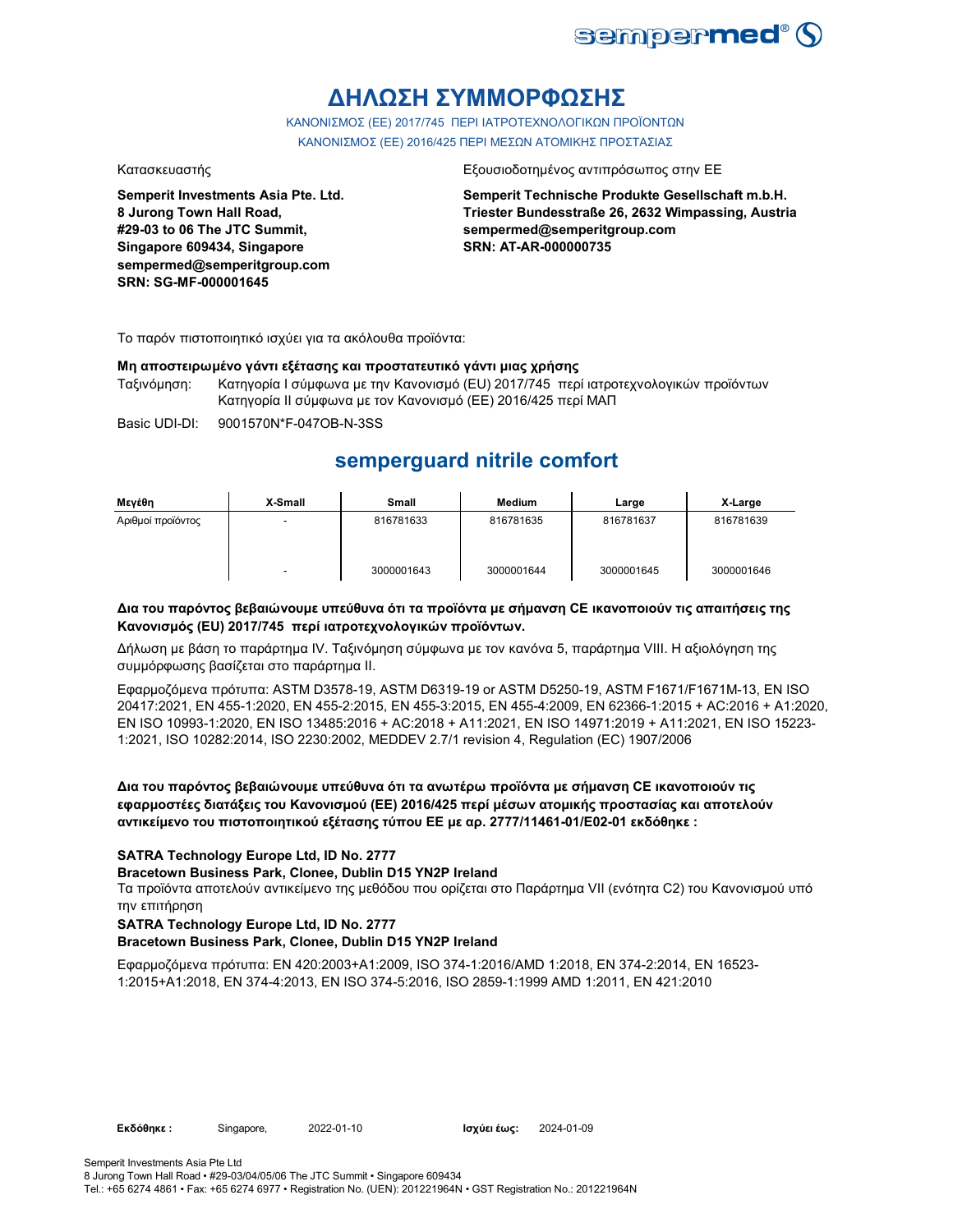# ΔΗΛΩΣΗ ΣΥΜΜΟΡΦΩΣΗΣ

ΚΑΝΟΝΙΣΜΟΣ (ΕΕ) 2017/745 ΠΕΡΙ ΙΑΤΡΟΤΕΧΝΟΛΟΓΙΚΩΝ ΠΡΟΪΟΝΤΩΝ
ΚΑΝΟΝΙΣΜΟΣ (ΕΕ) 2016/425 ΠΕΡΙ ΜΕΣΩΝ ΑΤΟΜΙΚΗΣ ΠΡΟΣΤΑΣΙΑΣ

Κατασκευαστής

**Semperit Investments Asia Pte. Ltd.**
**8 Jurong Town Hall Road,**
**#29-03 to 06 The JTC Summit,**
**Singapore 609434, Singapore**
**sempermed@semperitgroup.com**
**SRN: SG-MF-000001645**

Εξουσιοδοτημένος αντιπρόσωπος στην ΕΕ

**Semperit Technische Produkte Gesellschaft m.b.H.**
**Triester Bundesstraße 26, 2632 Wimpassing, Austria**
**sempermed@semperitgroup.com**
**SRN: AT-AR-000000735**

Το παρόν πιστοποιητικό ισχύει για τα ακόλουθα προϊόντα:

**Μη αποστειρωμένο γάντι εξέτασης και προστατευτικό γάντι μιας χρήσης**

Ταξινόμηση: Κατηγορία I σύμφωνα με την Κανονισμό (EU) 2017/745 περί ιατροτεχνολογικών προϊόντων
Κατηγορία II σύμφωνα με τον Κανονισμό (ΕΕ) 2016/425 περί ΜΑΠ

Basic UDI-DI: 9001570N*F-047OB-N-3SS

## semperguard nitrile comfort

| Μεγέθη | X-Small | Small | Medium | Large | X-Large |
|---|---|---|---|---|---|
| Αριθμοί προϊόντος | - | 816781633 | 816781635 | 816781637 | 816781639 |
| | - | 3000001643 | 3000001644 | 3000001645 | 3000001646 |

**Δια του παρόντος βεβαιώνουμε υπεύθυνα ότι τα προϊόντα με σήμανση CE ικανοποιούν τις απαιτήσεις της Κανονισμός (EU) 2017/745 περί ιατροτεχνολογικών προϊόντων.**

Δήλωση με βάση το παράρτημα IV. Ταξινόμηση σύμφωνα με τον κανόνα 5, παράρτημα VIII. Η αξιολόγηση της συμμόρφωσης βασίζεται στο παράρτημα II.

Εφαρμοζόμενα πρότυπα: ASTM D3578-19, ASTM D6319-19 or ASTM D5250-19, ASTM F1671/F1671M-13, EN ISO 20417:2021, EN 455-1:2020, EN 455-2:2015, EN 455-3:2015, EN 455-4:2009, EN 62366-1:2015 + AC:2016 + A1:2020, EN ISO 10993-1:2020, EN ISO 13485:2016 + AC:2018 + A11:2021, EN ISO 14971:2019 + A11:2021, EN ISO 15223-1:2021, ISO 10282:2014, ISO 2230:2002, MEDDEV 2.7/1 revision 4, Regulation (EC) 1907/2006

**Δια του παρόντος βεβαιώνουμε υπεύθυνα ότι τα ανωτέρω προϊόντα με σήμανση CE ικανοποιούν τις εφαρμοστέες διατάξεις του Κανονισμού (ΕΕ) 2016/425 περί μέσων ατομικής προστασίας και αποτελούν αντικείμενο του πιστοποιητικού εξέτασης τύπου ΕΕ με αρ. 2777/11461-01/E02-01 εκδόθηκε :**

**SATRA Technology Europe Ltd, ID No. 2777**
**Bracetown Business Park, Clonee, Dublin D15 YN2P Ireland**

Τα προϊόντα αποτελούν αντικείμενο της μεθόδου που ορίζεται στο Παράρτημα VII (ενότητα C2) του Κανονισμού υπό την επιτήρηση

**SATRA Technology Europe Ltd, ID No. 2777**
**Bracetown Business Park, Clonee, Dublin D15 YN2P Ireland**

Εφαρμοζόμενα πρότυπα: EN 420:2003+A1:2009, ISO 374-1:2016/AMD 1:2018, EN 374-2:2014, EN 16523-1:2015+A1:2018, EN 374-4:2013, EN ISO 374-5:2016, ISO 2859-1:1999 AMD 1:2011, EN 421:2010

**Εκδόθηκε :** Singapore, 2022-01-10 **Ισχύει έως:** 2024-01-09

Semperit Investments Asia Pte Ltd
8 Jurong Town Hall Road • #29-03/04/05/06 The JTC Summit • Singapore 609434
Tel.: +65 6274 4861 • Fax: +65 6274 6977 • Registration No. (UEN): 201221964N • GST Registration No.: 201221964N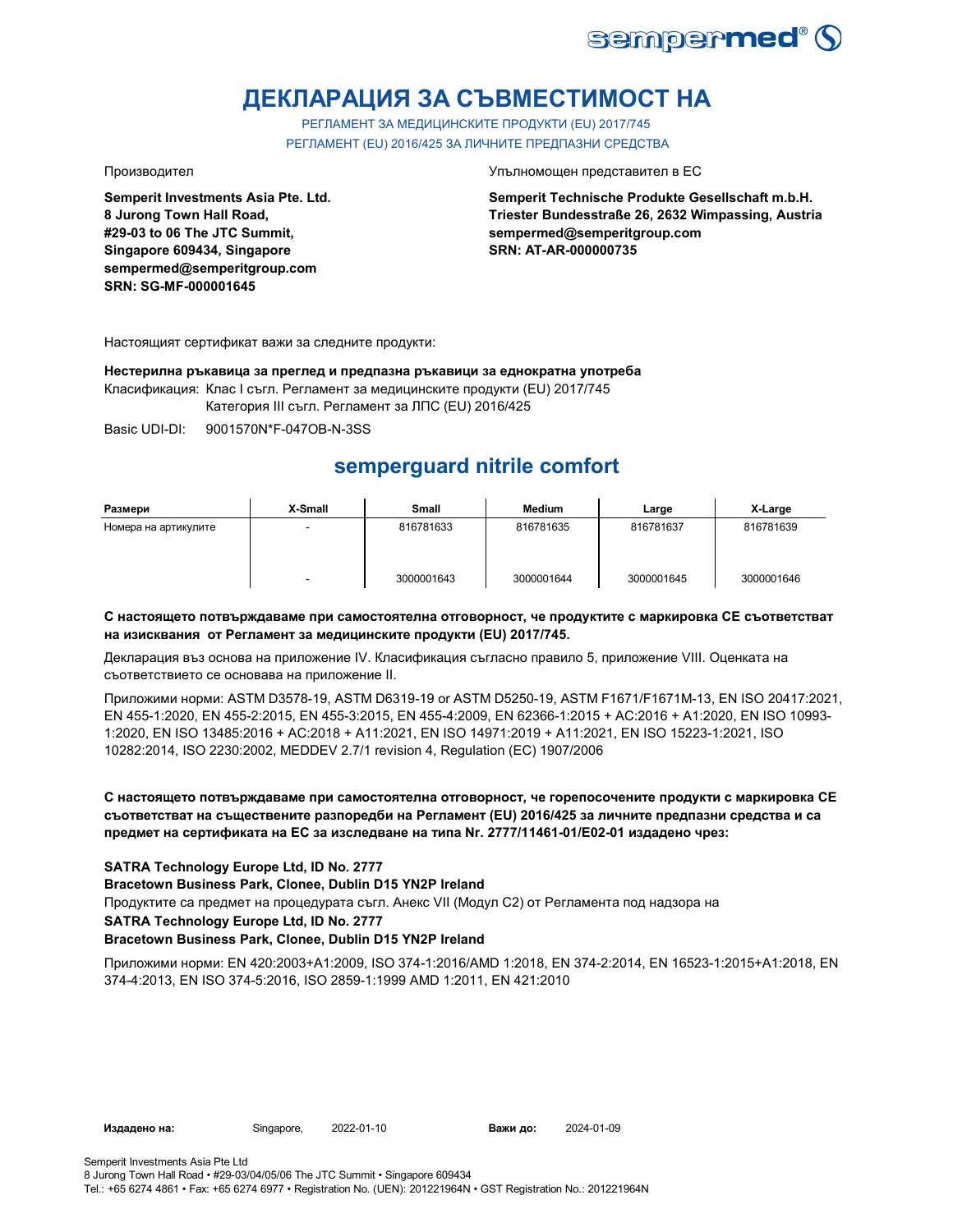# ДЕКЛАРАЦИЯ ЗА СЪВМЕСТИМОСТ НА

РЕГЛАМЕНТ ЗА МЕДИЦИНСКИТЕ ПРОДУКТИ (EU) 2017/745
РЕГЛАМЕНТ (EU) 2016/425 ЗА ЛИЧНИТЕ ПРЕДПАЗНИ СРЕДСТВА

Производител

**Semperit Investments Asia Pte. Ltd.**
**8 Jurong Town Hall Road,**
**#29-03 to 06 The JTC Summit,**
**Singapore 609434, Singapore**
**sempermed@semperitgroup.com**
**SRN: SG-MF-000001645**

Упълномощен представител в ЕС

**Semperit Technische Produkte Gesellschaft m.b.H.**
**Triester Bundesstraße 26, 2632 Wimpassing, Austria**
**sempermed@semperitgroup.com**
**SRN: AT-AR-000000735**

Настоящият сертификат важи за следните продукти:

**Нестерилна ръкавица за преглед и предпазна ръкавици за еднократна употреба**

Класификация: Клас I съгл. Регламент за медицинските продукти (EU) 2017/745
Категория III съгл. Регламент за ЛПС (EU) 2016/425

Basic UDI-DI: 9001570N*F-047OB-N-3SS

## semperguard nitrile comfort

| Размери | X-Small | Small | Medium | Large | X-Large |
|---|---|---|---|---|---|
| Номера на артикулите | - | 816781633 | 816781635 | 816781637 | 816781639 |
| | - | 3000001643 | 3000001644 | 3000001645 | 3000001646 |

**С настоящето потвърждаваме при самостоятелна отговорност, че продуктите с маркировка СЕ съответстват на изисквания от Регламент за медицинските продукти (EU) 2017/745.**

Декларация въз основа на приложение IV. Класификация съгласно правило 5, приложение VIII. Оценката на съответствието се основава на приложение II.

Приложими норми: ASTM D3578-19, ASTM D6319-19 or ASTM D5250-19, ASTM F1671/F1671M-13, EN ISO 20417:2021, EN 455-1:2020, EN 455-2:2015, EN 455-3:2015, EN 455-4:2009, EN 62366-1:2015 + AC:2016 + A1:2020, EN ISO 10993-1:2020, EN ISO 13485:2016 + AC:2018 + A11:2021, EN ISO 14971:2019 + A11:2021, EN ISO 15223-1:2021, ISO 10282:2014, ISO 2230:2002, MEDDEV 2.7/1 revision 4, Regulation (EC) 1907/2006

**С настоящето потвърждаваме при самостоятелна отговорност, че горепосочените продукти с маркировка CE съответстват на съществените разпоредби на Регламент (EU) 2016/425 за личните предпазни средства и са предмет на сертификата на ЕС за изследване на типа Nr. 2777/11461-01/E02-01 издадено чрез:**

**SATRA Technology Europe Ltd, ID No. 2777**
**Bracetown Business Park, Clonee, Dublin D15 YN2P Ireland**

Продуктите са предмет на процедурата съгл. Анекс VII (Модул C2) от Регламента под надзора на

**SATRA Technology Europe Ltd, ID No. 2777**
**Bracetown Business Park, Clonee, Dublin D15 YN2P Ireland**

Приложими норми: EN 420:2003+A1:2009, ISO 374-1:2016/AMD 1:2018, EN 374-2:2014, EN 16523-1:2015+A1:2018, EN 374-4:2013, EN ISO 374-5:2016, ISO 2859-1:1999 AMD 1:2011, EN 421:2010

**Издадено на:** Singapore, 2022-01-10 **Важи до:** 2024-01-09

Semperit Investments Asia Pte Ltd
8 Jurong Town Hall Road • #29-03/04/05/06 The JTC Summit • Singapore 609434
Tel.: +65 6274 4861 • Fax: +65 6274 6977 • Registration No. (UEN): 201221964N • GST Registration No.: 201221964N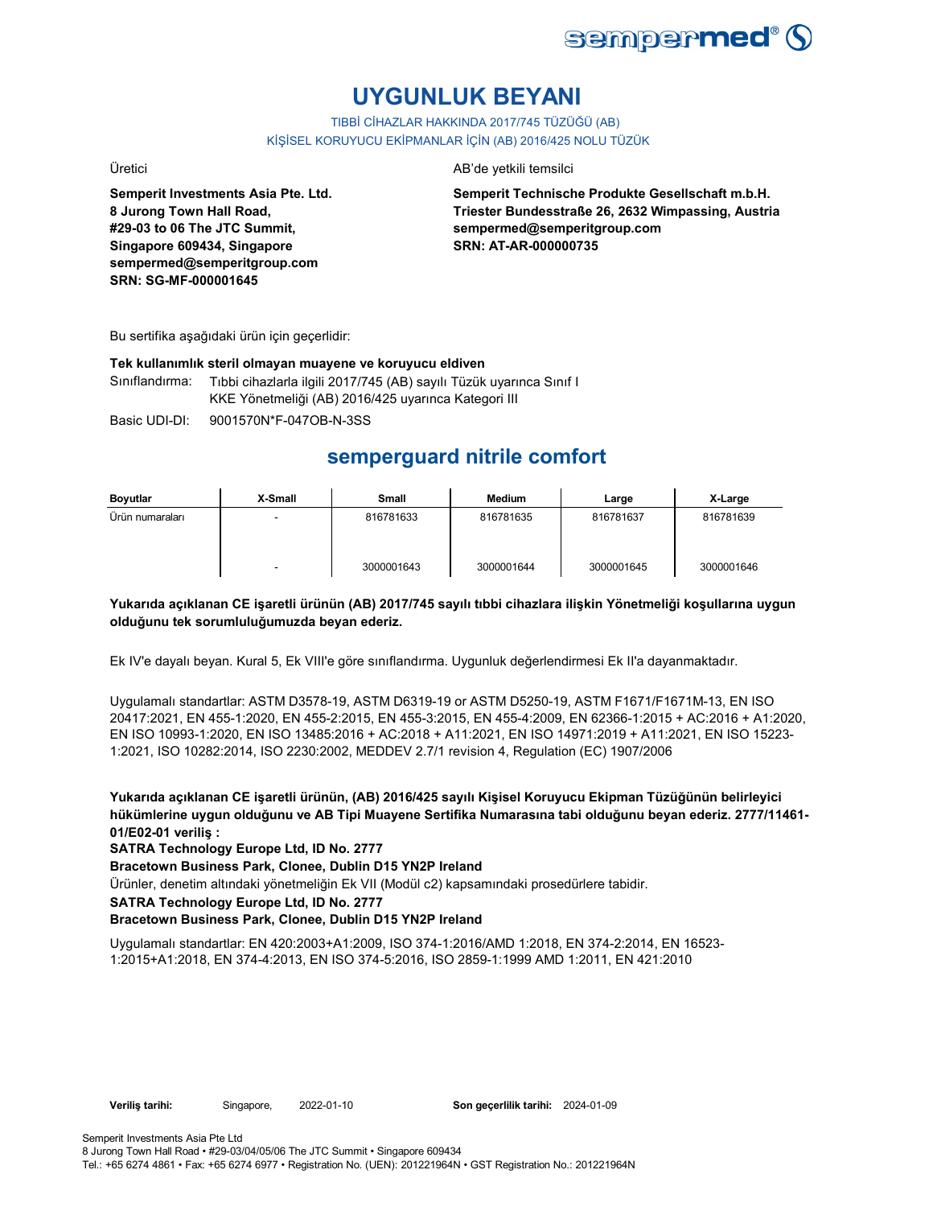# UYGUNLUK BEYANI

TIBBİ CİHAZLAR HAKKINDA 2017/745 TÜZÜĞÜ (AB)
KİŞİSEL KORUYUCU EKİPMANLAR İÇİN (AB) 2016/425 NOLU TÜZÜK

Üretici

**Semperit Investments Asia Pte. Ltd.**
**8 Jurong Town Hall Road,**
**#29-03 to 06 The JTC Summit,**
**Singapore 609434, Singapore**
**sempermed@semperitgroup.com**
**SRN: SG-MF-000001645**

AB'de yetkili temsilci

**Semperit Technische Produkte Gesellschaft m.b.H.**
**Triester Bundesstraße 26, 2632 Wimpassing, Austria**
**sempermed@semperitgroup.com**
**SRN: AT-AR-000000735**

Bu sertifika aşağıdaki ürün için geçerlidir:

**Tek kullanımlık steril olmayan muayene ve koruyucu eldiven**

Sınıflandırma: Tıbbi cihazlarla ilgili 2017/745 (AB) sayılı Tüzük uyarınca Sınıf I
KKE Yönetmeliği (AB) 2016/425 uyarınca Kategori III

Basic UDI-DI: 9001570N*F-047OB-N-3SS

## semperguard nitrile comfort

| Boyutlar | X-Small | Small | Medium | Large | X-Large |
|---|---|---|---|---|---|
| Ürün numaraları | - | 816781633 | 816781635 | 816781637 | 816781639 |
| | - | 3000001643 | 3000001644 | 3000001645 | 3000001646 |

**Yukarıda açıklanan CE işaretli ürünün (AB) 2017/745 sayılı tıbbi cihazlara ilişkin Yönetmeliği koşullarına uygun olduğunu tek sorumluluğumuzda beyan ederiz.**

Ek IV'e dayalı beyan. Kural 5, Ek VIII'e göre sınıflandırma. Uygunluk değerlendirmesi Ek II'a dayanmaktadır.

Uygulamalı standartlar: ASTM D3578-19, ASTM D6319-19 or ASTM D5250-19, ASTM F1671/F1671M-13, EN ISO 20417:2021, EN 455-1:2020, EN 455-2:2015, EN 455-3:2015, EN 455-4:2009, EN 62366-1:2015 + AC:2016 + A1:2020, EN ISO 10993-1:2020, EN ISO 13485:2016 + AC:2018 + A11:2021, EN ISO 14971:2019 + A11:2021, EN ISO 15223-1:2021, ISO 10282:2014, ISO 2230:2002, MEDDEV 2.7/1 revision 4, Regulation (EC) 1907/2006

**Yukarıda açıklanan CE işaretli ürünün, (AB) 2016/425 sayılı Kişisel Koruyucu Ekipman Tüzüğünün belirleyici hükümlerine uygun olduğunu ve AB Tipi Muayene Sertifika Numarasına tabi olduğunu beyan ederiz. 2777/11461-01/E02-01 veriliş :**
**SATRA Technology Europe Ltd, ID No. 2777**
**Bracetown Business Park, Clonee, Dublin D15 YN2P Ireland**
Ürünler, denetim altındaki yönetmeliğin Ek VII (Modül c2) kapsamındaki prosedürlere tabidir.
**SATRA Technology Europe Ltd, ID No. 2777**
**Bracetown Business Park, Clonee, Dublin D15 YN2P Ireland**

Uygulamalı standartlar: EN 420:2003+A1:2009, ISO 374-1:2016/AMD 1:2018, EN 374-2:2014, EN 16523-1:2015+A1:2018, EN 374-4:2013, EN ISO 374-5:2016, ISO 2859-1:1999 AMD 1:2011, EN 421:2010

**Veriliş tarihi:** Singapore, 2022-01-10 **Son geçerlilik tarihi:** 2024-01-09

Semperit Investments Asia Pte Ltd
8 Jurong Town Hall Road • #29-03/04/05/06 The JTC Summit • Singapore 609434
Tel.: +65 6274 4861 • Fax: +65 6274 6977 • Registration No. (UEN): 201221964N • GST Registration No.: 201221964N